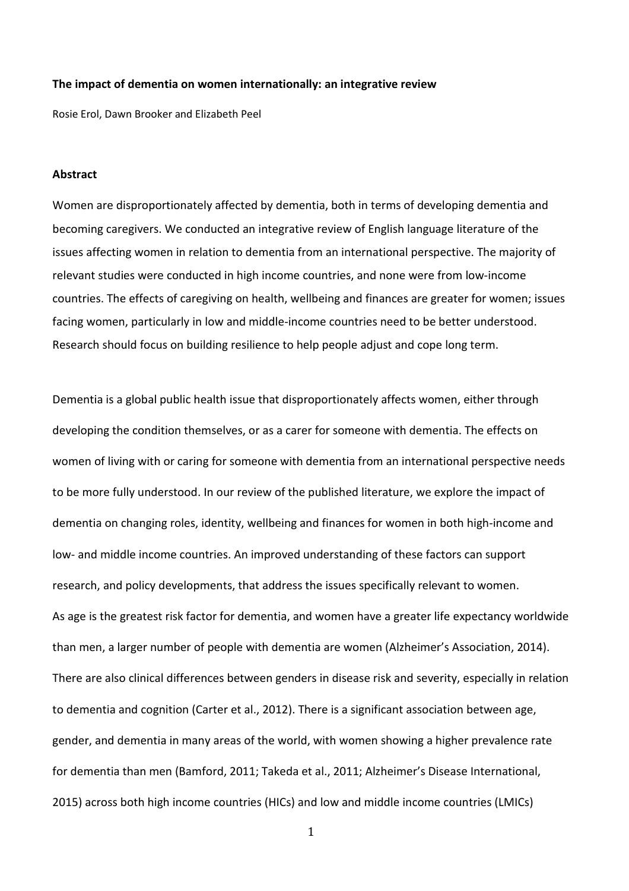**The impact of dementia on women internationally: an integrative review**

Rosie Erol, Dawn Brooker and Elizabeth Peel

**Abstract**

Women are disproportionately affected by dementia, both in terms of developing dementia and becoming caregivers. We conducted an integrative review of English language literature of the issues affecting women in relation to dementia from an international perspective. The majority of relevant studies were conducted in high income countries, and none were from low-income countries. The effects of caregiving on health, wellbeing and finances are greater for women; issues facing women, particularly in low and middle-income countries need to be better understood. Research should focus on building resilience to help people adjust and cope long term.

Dementia is a global public health issue that disproportionately affects women, either through developing the condition themselves, or as a carer for someone with dementia. The effects on women of living with or caring for someone with dementia from an international perspective needs to be more fully understood. In our review of the published literature, we explore the impact of dementia on changing roles, identity, wellbeing and finances for women in both high-income and low- and middle income countries. An improved understanding of these factors can support research, and policy developments, that address the issues specifically relevant to women.

As age is the greatest risk factor for dementia, and women have a greater life expectancy worldwide than men, a larger number of people with dementia are women (Alzheimer's Association, 2014). There are also clinical differences between genders in disease risk and severity, especially in relation to dementia and cognition (Carter et al., 2012). There is a significant association between age, gender, and dementia in many areas of the world, with women showing a higher prevalence rate for dementia than men (Bamford, 2011; Takeda et al., 2011; Alzheimer's Disease International, 2015) across both high income countries (HICs) and low and middle income countries (LMICs)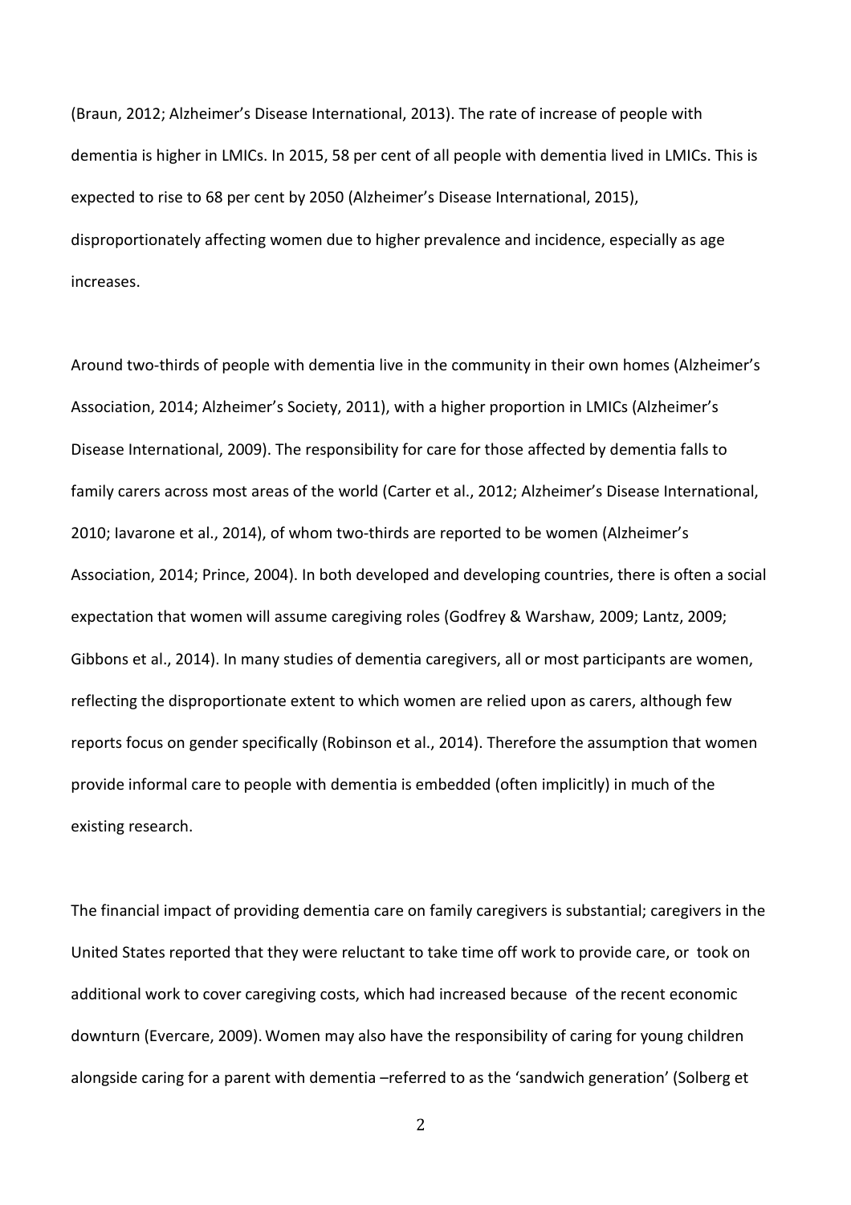(Braun, 2012; Alzheimer's Disease International, 2013). The rate of increase of people with dementia is higher in LMICs. In 2015, 58 per cent of all people with dementia lived in LMICs. This is expected to rise to 68 per cent by 2050 (Alzheimer's Disease International, 2015), disproportionately affecting women due to higher prevalence and incidence, especially as age increases.

Around two-thirds of people with dementia live in the community in their own homes (Alzheimer's Association, 2014; Alzheimer's Society, 2011), with a higher proportion in LMICs (Alzheimer's Disease International, 2009). The responsibility for care for those affected by dementia falls to family carers across most areas of the world (Carter et al., 2012; Alzheimer's Disease International, 2010; Iavarone et al., 2014), of whom two-thirds are reported to be women (Alzheimer's Association, 2014; Prince, 2004). In both developed and developing countries, there is often a social expectation that women will assume caregiving roles (Godfrey & Warshaw, 2009; Lantz, 2009; Gibbons et al., 2014). In many studies of dementia caregivers, all or most participants are women, reflecting the disproportionate extent to which women are relied upon as carers, although few reports focus on gender specifically (Robinson et al., 2014). Therefore the assumption that women provide informal care to people with dementia is embedded (often implicitly) in much of the existing research.

The financial impact of providing dementia care on family caregivers is substantial; caregivers in the United States reported that they were reluctant to take time off work to provide care, or took on additional work to cover caregiving costs, which had increased because of the recent economic downturn (Evercare, 2009). Women may also have the responsibility of caring for young children alongside caring for a parent with dementia –referred to as the 'sandwich generation' (Solberg et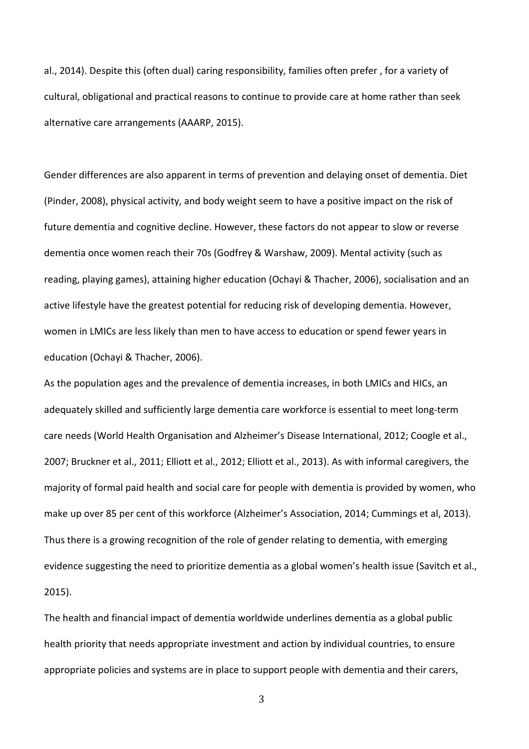al., 2014). Despite this (often dual) caring responsibility, families often prefer , for a variety of cultural, obligational and practical reasons to continue to provide care at home rather than seek alternative care arrangements (AAARP, 2015).

Gender differences are also apparent in terms of prevention and delaying onset of dementia. Diet (Pinder, 2008), physical activity, and body weight seem to have a positive impact on the risk of future dementia and cognitive decline. However, these factors do not appear to slow or reverse dementia once women reach their 70s (Godfrey & Warshaw, 2009). Mental activity (such as reading, playing games), attaining higher education (Ochayi & Thacher, 2006), socialisation and an active lifestyle have the greatest potential for reducing risk of developing dementia. However, women in LMICs are less likely than men to have access to education or spend fewer years in education (Ochayi & Thacher, 2006).

As the population ages and the prevalence of dementia increases, in both LMICs and HICs, an adequately skilled and sufficiently large dementia care workforce is essential to meet long-term care needs (World Health Organisation and Alzheimer's Disease International, 2012; Coogle et al., 2007; Bruckner et al., 2011; Elliott et al., 2012; Elliott et al., 2013). As with informal caregivers, the majority of formal paid health and social care for people with dementia is provided by women, who make up over 85 per cent of this workforce (Alzheimer's Association, 2014; Cummings et al, 2013). Thus there is a growing recognition of the role of gender relating to dementia, with emerging evidence suggesting the need to prioritize dementia as a global women's health issue (Savitch et al., 2015).

The health and financial impact of dementia worldwide underlines dementia as a global public health priority that needs appropriate investment and action by individual countries, to ensure appropriate policies and systems are in place to support people with dementia and their carers,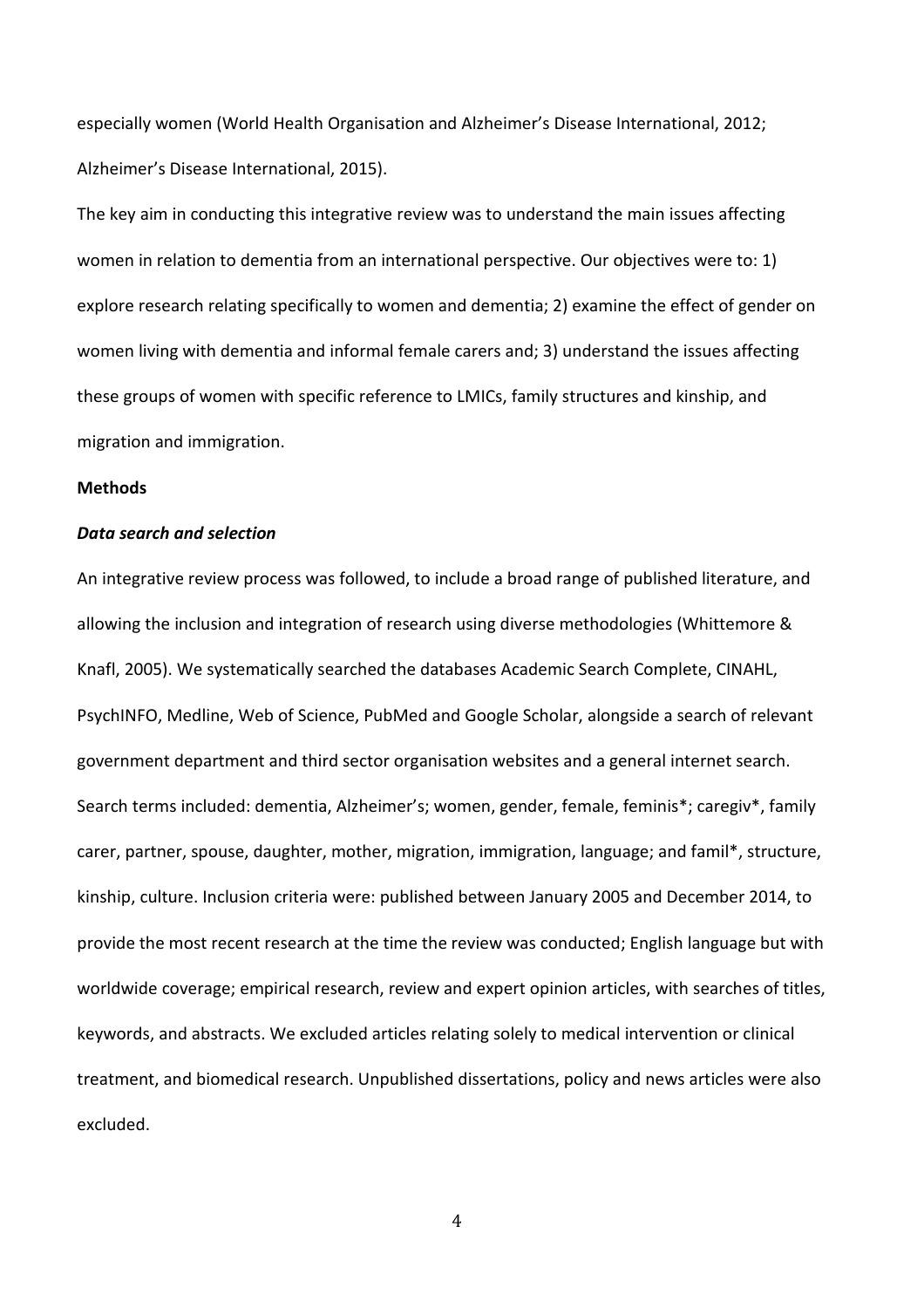especially women (World Health Organisation and Alzheimer's Disease International, 2012; Alzheimer's Disease International, 2015).

The key aim in conducting this integrative review was to understand the main issues affecting women in relation to dementia from an international perspective. Our objectives were to: 1) explore research relating specifically to women and dementia; 2) examine the effect of gender on women living with dementia and informal female carers and; 3) understand the issues affecting these groups of women with specific reference to LMICs, family structures and kinship, and migration and immigration.

## Methods

### *Data search and selection*

An integrative review process was followed, to include a broad range of published literature, and allowing the inclusion and integration of research using diverse methodologies (Whittemore & Knafl, 2005). We systematically searched the databases Academic Search Complete, CINAHL, PsychINFO, Medline, Web of Science, PubMed and Google Scholar, alongside a search of relevant government department and third sector organisation websites and a general internet search. Search terms included: dementia, Alzheimer's; women, gender, female, feminis*; caregiv*, family carer, partner, spouse, daughter, mother, migration, immigration, language; and famil*, structure, kinship, culture. Inclusion criteria were: published between January 2005 and December 2014, to provide the most recent research at the time the review was conducted; English language but with worldwide coverage; empirical research, review and expert opinion articles, with searches of titles, keywords, and abstracts. We excluded articles relating solely to medical intervention or clinical treatment, and biomedical research. Unpublished dissertations, policy and news articles were also excluded.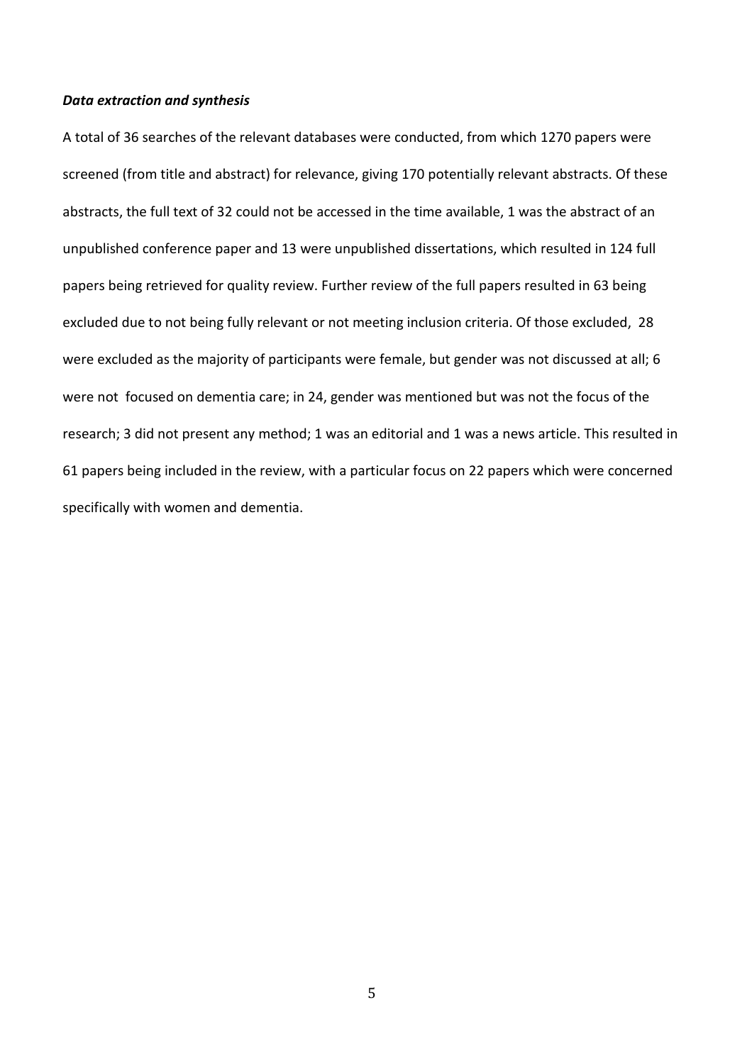***Data extraction and synthesis***

A total of 36 searches of the relevant databases were conducted, from which 1270 papers were screened (from title and abstract) for relevance, giving 170 potentially relevant abstracts. Of these abstracts, the full text of 32 could not be accessed in the time available, 1 was the abstract of an unpublished conference paper and 13 were unpublished dissertations, which resulted in 124 full papers being retrieved for quality review. Further review of the full papers resulted in 63 being excluded due to not being fully relevant or not meeting inclusion criteria. Of those excluded, 28 were excluded as the majority of participants were female, but gender was not discussed at all; 6 were not focused on dementia care; in 24, gender was mentioned but was not the focus of the research; 3 did not present any method; 1 was an editorial and 1 was a news article. This resulted in 61 papers being included in the review, with a particular focus on 22 papers which were concerned specifically with women and dementia.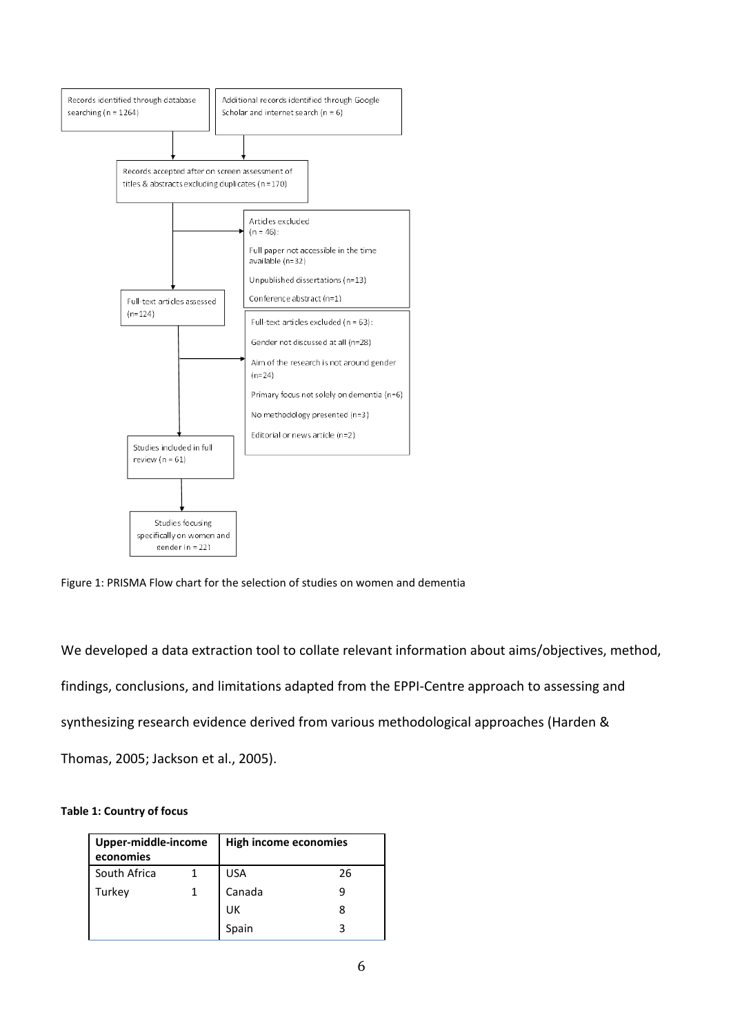Records identified through database searching (n = 1264)

Additional records identified through Google Scholar and internet search (n = 6)

Records accepted after on screen assessment of titles & abstracts excluding duplicates (n = 170)

Articles excluded (n = 46):

- Full paper not accessible in the time available (n=32)
- Unpublished dissertations (n=13)
- Conference abstract (n=1)

Full-text articles assessed (n=124)

Full-text articles excluded (n = 63):

- Gender not discussed at all (n=28)
- Aim of the research is not around gender (n=24)
- Primary focus not solely on dementia (n=6)
- No methodology presented (n=3)
- Editorial or news article (n=2)

Studies included in full review (n = 61)

Studies focusing specifically on women and gender (n = 22)

Figure 1: PRISMA Flow chart for the selection of studies on women and dementia

We developed a data extraction tool to collate relevant information about aims/objectives, method, findings, conclusions, and limitations adapted from the EPPI-Centre approach to assessing and synthesizing research evidence derived from various methodological approaches (Harden & Thomas, 2005; Jackson et al., 2005).

**Table 1: Country of focus**

| **Upper-middle-income economies** | | **High income economies** | |
|---|---|---|---|
| South Africa | 1 | USA | 26 |
| Turkey | 1 | Canada | 9 |
| | | UK | 8 |
| | | Spain | 3 |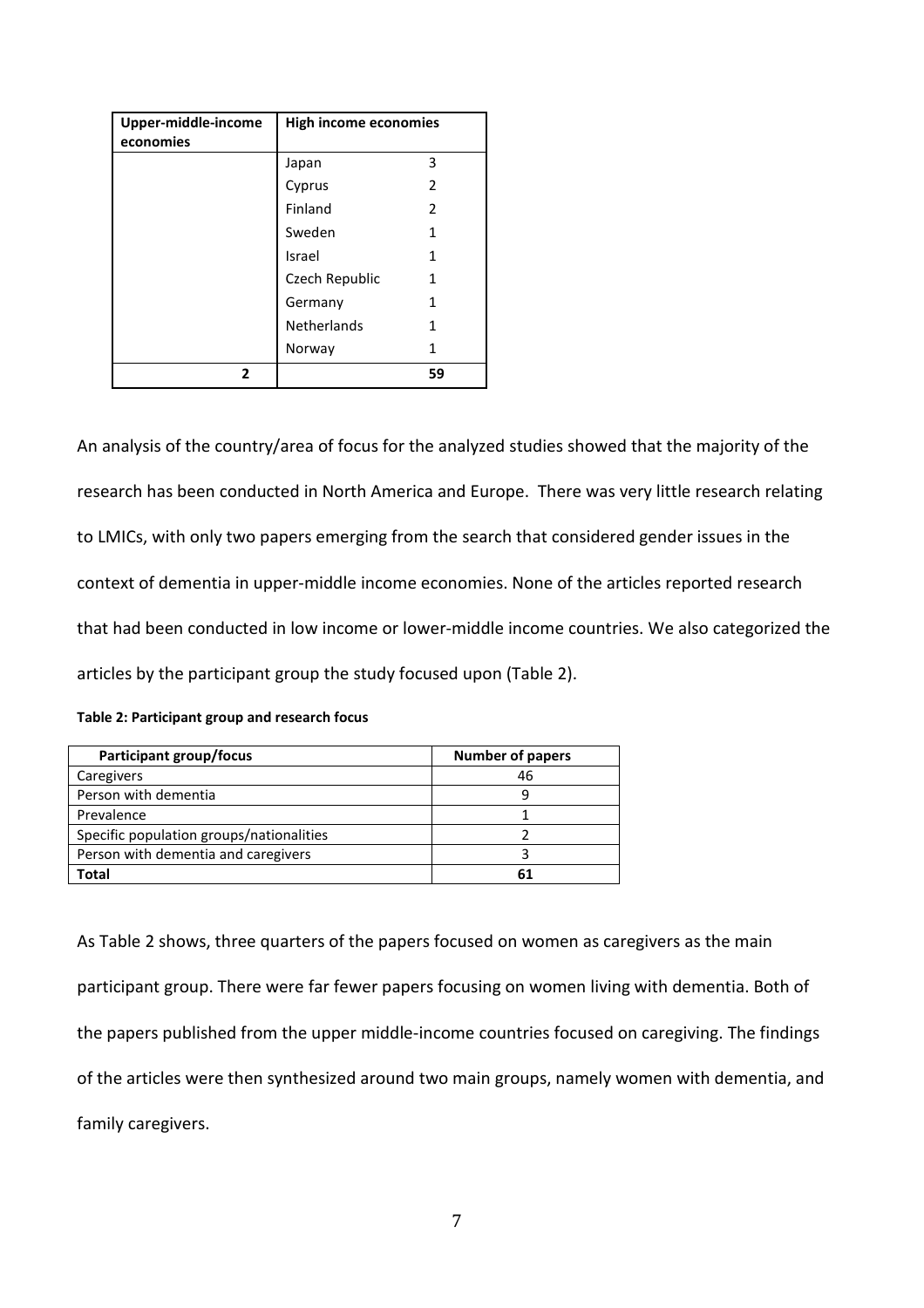| Upper-middle-income economies | High income economies | |
|---|---|---|
| | Japan | 3 |
| | Cyprus | 2 |
| | Finland | 2 |
| | Sweden | 1 |
| | Israel | 1 |
| | Czech Republic | 1 |
| | Germany | 1 |
| | Netherlands | 1 |
| | Norway | 1 |
| **2** | | **59** |

An analysis of the country/area of focus for the analyzed studies showed that the majority of the research has been conducted in North America and Europe. There was very little research relating to LMICs, with only two papers emerging from the search that considered gender issues in the context of dementia in upper-middle income economies. None of the articles reported research that had been conducted in low income or lower-middle income countries. We also categorized the articles by the participant group the study focused upon (Table 2).

**Table 2: Participant group and research focus**

| Participant group/focus | Number of papers |
|---|---|
| Caregivers | 46 |
| Person with dementia | 9 |
| Prevalence | 1 |
| Specific population groups/nationalities | 2 |
| Person with dementia and caregivers | 3 |
| **Total** | **61** |

As Table 2 shows, three quarters of the papers focused on women as caregivers as the main participant group. There were far fewer papers focusing on women living with dementia. Both of the papers published from the upper middle-income countries focused on caregiving. The findings of the articles were then synthesized around two main groups, namely women with dementia, and family caregivers.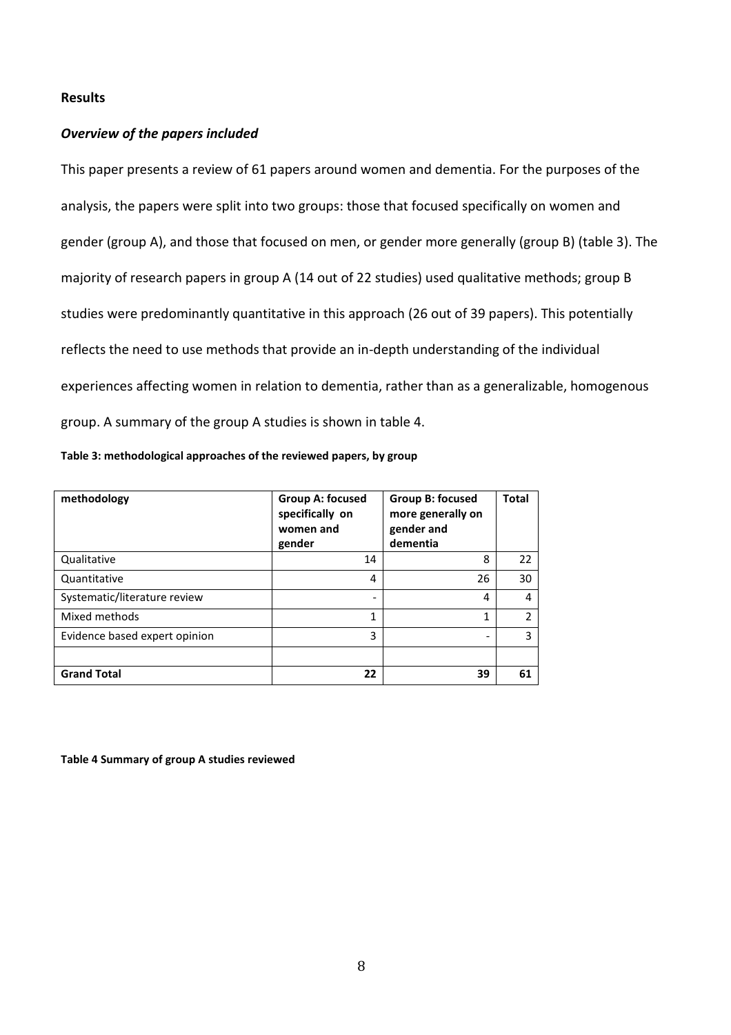## Results

### *Overview of the papers included*

This paper presents a review of 61 papers around women and dementia. For the purposes of the analysis, the papers were split into two groups: those that focused specifically on women and gender (group A), and those that focused on men, or gender more generally (group B) (table 3). The majority of research papers in group A (14 out of 22 studies) used qualitative methods; group B studies were predominantly quantitative in this approach (26 out of 39 papers). This potentially reflects the need to use methods that provide an in-depth understanding of the individual experiences affecting women in relation to dementia, rather than as a generalizable, homogenous group. A summary of the group A studies is shown in table 4.

**Table 3: methodological approaches of the reviewed papers, by group**

| methodology | Group A: focused specifically on women and gender | Group B: focused more generally on gender and dementia | Total |
|---|---|---|---|
| Qualitative | 14 | 8 | 22 |
| Quantitative | 4 | 26 | 30 |
| Systematic/literature review | - | 4 | 4 |
| Mixed methods | 1 | 1 | 2 |
| Evidence based expert opinion | 3 | - | 3 |
| | | | |
| **Grand Total** | **22** | **39** | **61** |

**Table 4 Summary of group A studies reviewed**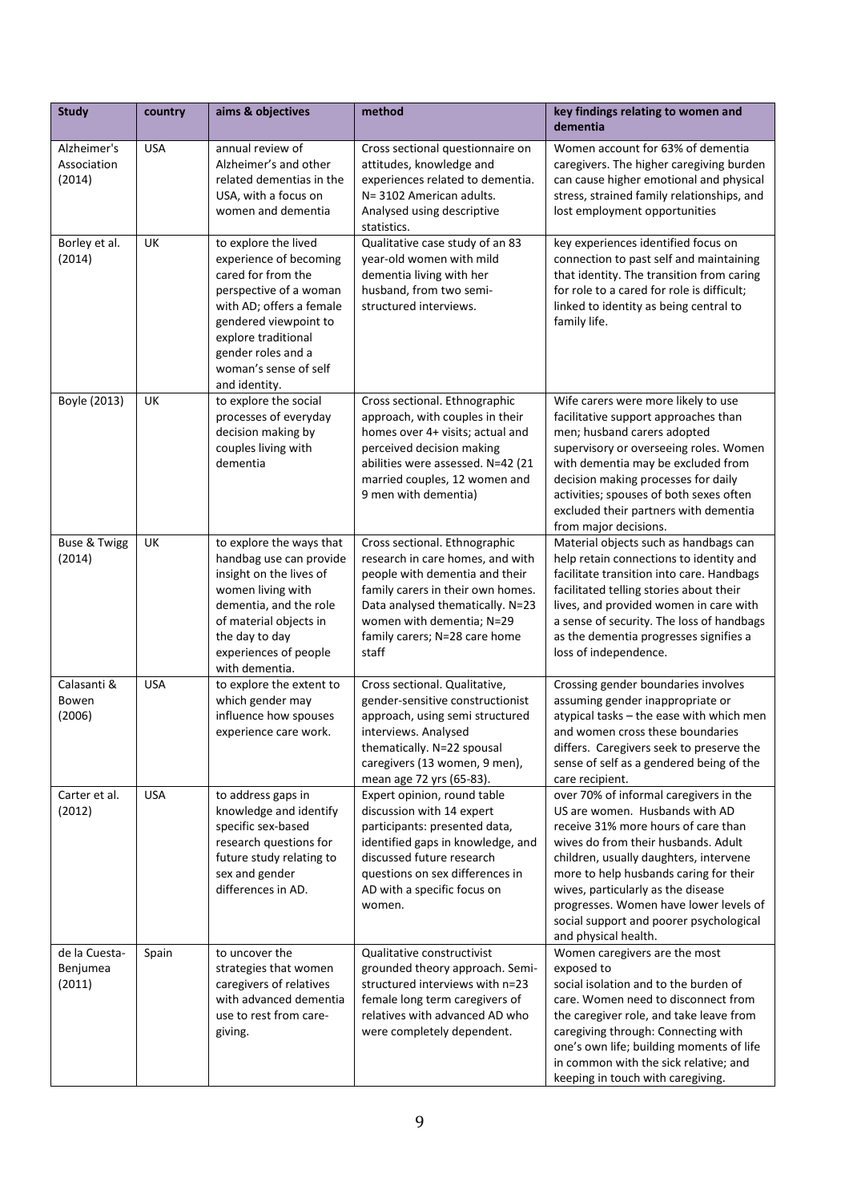| Study | country | aims & objectives | method | key findings relating to women and dementia |
|---|---|---|---|---|
| Alzheimer's Association (2014) | USA | annual review of Alzheimer's and other related dementias in the USA, with a focus on women and dementia | Cross sectional questionnaire on attitudes, knowledge and experiences related to dementia. N= 3102 American adults. Analysed using descriptive statistics. | Women account for 63% of dementia caregivers. The higher caregiving burden can cause higher emotional and physical stress, strained family relationships, and lost employment opportunities |
| Borley et al. (2014) | UK | to explore the lived experience of becoming cared for from the perspective of a woman with AD; offers a female gendered viewpoint to explore traditional gender roles and a woman's sense of self and identity. | Qualitative case study of an 83 year-old women with mild dementia living with her husband, from two semi-structured interviews. | key experiences identified focus on connection to past self and maintaining that identity. The transition from caring for role to a cared for role is difficult; linked to identity as being central to family life. |
| Boyle (2013) | UK | to explore the social processes of everyday decision making by couples living with dementia | Cross sectional. Ethnographic approach, with couples in their homes over 4+ visits; actual and perceived decision making abilities were assessed. N=42 (21 married couples, 12 women and 9 men with dementia) | Wife carers were more likely to use facilitative support approaches than men; husband carers adopted supervisory or overseeing roles. Women with dementia may be excluded from decision making processes for daily activities; spouses of both sexes often excluded their partners with dementia from major decisions. |
| Buse & Twigg (2014) | UK | to explore the ways that handbag use can provide insight on the lives of women living with dementia, and the role of material objects in the day to day experiences of people with dementia. | Cross sectional. Ethnographic research in care homes, and with people with dementia and their family carers in their own homes. Data analysed thematically. N=23 women with dementia; N=29 family carers; N=28 care home staff | Material objects such as handbags can help retain connections to identity and facilitate transition into care. Handbags facilitated telling stories about their lives, and provided women in care with a sense of security. The loss of handbags as the dementia progresses signifies a loss of independence. |
| Calasanti & Bowen (2006) | USA | to explore the extent to which gender may influence how spouses experience care work. | Cross sectional. Qualitative, gender-sensitive constructionist approach, using semi structured interviews. Analysed thematically. N=22 spousal caregivers (13 women, 9 men), mean age 72 yrs (65-83). | Crossing gender boundaries involves assuming gender inappropriate or atypical tasks – the ease with which men and women cross these boundaries differs. Caregivers seek to preserve the sense of self as a gendered being of the care recipient. |
| Carter et al. (2012) | USA | to address gaps in knowledge and identify specific sex-based research questions for future study relating to sex and gender differences in AD. | Expert opinion, round table discussion with 14 expert participants: presented data, identified gaps in knowledge, and discussed future research questions on sex differences in AD with a specific focus on women. | over 70% of informal caregivers in the US are women. Husbands with AD receive 31% more hours of care than wives do from their husbands. Adult children, usually daughters, intervene more to help husbands caring for their wives, particularly as the disease progresses. Women have lower levels of social support and poorer psychological and physical health. |
| de la Cuesta-Benjumea (2011) | Spain | to uncover the strategies that women caregivers of relatives with advanced dementia use to rest from care-giving. | Qualitative constructivist grounded theory approach. Semi-structured interviews with n=23 female long term caregivers of relatives with advanced AD who were completely dependent. | Women caregivers are the most exposed to social isolation and to the burden of care. Women need to disconnect from the caregiver role, and take leave from caregiving through: Connecting with one's own life; building moments of life in common with the sick relative; and keeping in touch with caregiving. |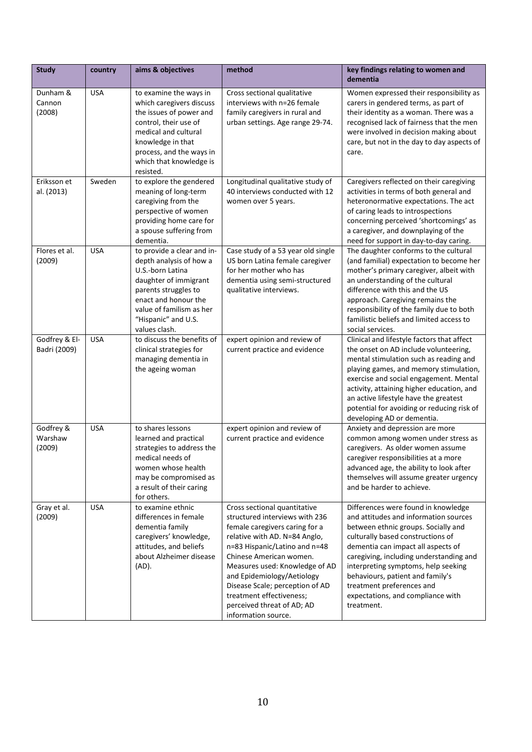| Study | country | aims & objectives | method | key findings relating to women and dementia |
|---|---|---|---|---|
| Dunham & Cannon (2008) | USA | to examine the ways in which caregivers discuss the issues of power and control, their use of medical and cultural knowledge in that process, and the ways in which that knowledge is resisted. | Cross sectional qualitative interviews with n=26 female family caregivers in rural and urban settings. Age range 29-74. | Women expressed their responsibility as carers in gendered terms, as part of their identity as a woman. There was a recognised lack of fairness that the men were involved in decision making about care, but not in the day to day aspects of care. |
| Eriksson et al. (2013) | Sweden | to explore the gendered meaning of long-term caregiving from the perspective of women providing home care for a spouse suffering from dementia. | Longitudinal qualitative study of 40 interviews conducted with 12 women over 5 years. | Caregivers reflected on their caregiving activities in terms of both general and heteronormative expectations. The act of caring leads to introspections concerning perceived 'shortcomings' as a caregiver, and downplaying of the need for support in day-to-day caring. |
| Flores et al. (2009) | USA | to provide a clear and in-depth analysis of how a U.S.-born Latina daughter of immigrant parents struggles to enact and honour the value of familism as her "Hispanic" and U.S. values clash. | Case study of a 53 year old single US born Latina female caregiver for her mother who has dementia using semi-structured qualitative interviews. | The daughter conforms to the cultural (and familial) expectation to become her mother's primary caregiver, albeit with an understanding of the cultural difference with this and the US approach. Caregiving remains the responsibility of the family due to both familistic beliefs and limited access to social services. |
| Godfrey & El-Badri (2009) | USA | to discuss the benefits of clinical strategies for managing dementia in the ageing woman | expert opinion and review of current practice and evidence | Clinical and lifestyle factors that affect the onset on AD include volunteering, mental stimulation such as reading and playing games, and memory stimulation, exercise and social engagement. Mental activity, attaining higher education, and an active lifestyle have the greatest potential for avoiding or reducing risk of developing AD or dementia. |
| Godfrey & Warshaw (2009) | USA | to shares lessons learned and practical strategies to address the medical needs of women whose health may be compromised as a result of their caring for others. | expert opinion and review of current practice and evidence | Anxiety and depression are more common among women under stress as caregivers. As older women assume caregiver responsibilities at a more advanced age, the ability to look after themselves will assume greater urgency and be harder to achieve. |
| Gray et al. (2009) | USA | to examine ethnic differences in female dementia family caregivers' knowledge, attitudes, and beliefs about Alzheimer disease (AD). | Cross sectional quantitative structured interviews with 236 female caregivers caring for a relative with AD. N=84 Anglo, n=83 Hispanic/Latino and n=48 Chinese American women. Measures used: Knowledge of AD and Epidemiology/Aetiology Disease Scale; perception of AD treatment effectiveness; perceived threat of AD; AD information source. | Differences were found in knowledge and attitudes and information sources between ethnic groups. Socially and culturally based constructions of dementia can impact all aspects of caregiving, including understanding and interpreting symptoms, help seeking behaviours, patient and family's treatment preferences and expectations, and compliance with treatment. |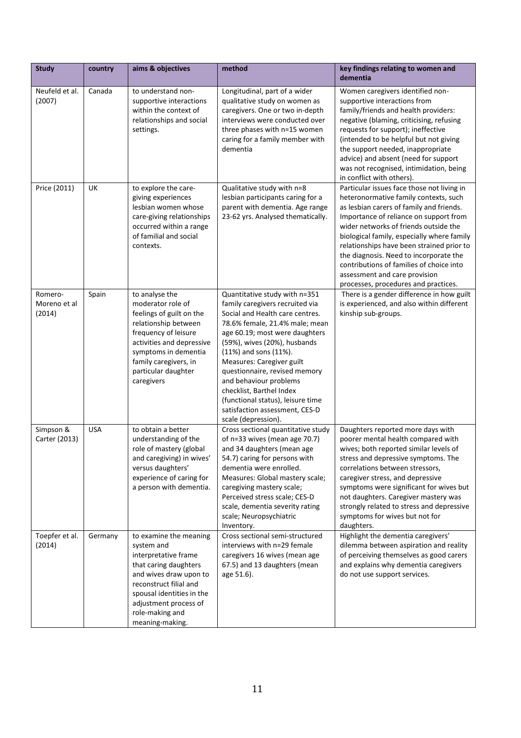| Study | country | aims & objectives | method | key findings relating to women and dementia |
|---|---|---|---|---|
| Neufeld et al. (2007) | Canada | to understand non-supportive interactions within the context of relationships and social settings. | Longitudinal, part of a wider qualitative study on women as caregivers. One or two in-depth interviews were conducted over three phases with n=15 women caring for a family member with dementia | Women caregivers identified non-supportive interactions from family/friends and health providers: negative (blaming, criticising, refusing requests for support); ineffective (intended to be helpful but not giving the support needed, inappropriate advice) and absent (need for support was not recognised, intimidation, being in conflict with others). |
| Price (2011) | UK | to explore the care-giving experiences lesbian women whose care-giving relationships occurred within a range of familial and social contexts. | Qualitative study with n=8 lesbian participants caring for a parent with dementia. Age range 23-62 yrs. Analysed thematically. | Particular issues face those not living in heteronormative family contexts, such as lesbian carers of family and friends. Importance of reliance on support from wider networks of friends outside the biological family, especially where family relationships have been strained prior to the diagnosis. Need to incorporate the contributions of families of choice into assessment and care provision processes, procedures and practices. |
| Romero-Moreno et al (2014) | Spain | to analyse the moderator role of feelings of guilt on the relationship between frequency of leisure activities and depressive symptoms in dementia family caregivers, in particular daughter caregivers | Quantitative study with n=351 family caregivers recruited via Social and Health care centres. 78.6% female, 21.4% male; mean age 60.19; most were daughters (59%), wives (20%), husbands (11%) and sons (11%). Measures: Caregiver guilt questionnaire, revised memory and behaviour problems checklist, Barthel Index (functional status), leisure time satisfaction assessment, CES-D scale (depression). | There is a gender difference in how guilt is experienced, and also within different kinship sub-groups. |
| Simpson & Carter (2013) | USA | to obtain a better understanding of the role of mastery (global and caregiving) in wives' versus daughters' experience of caring for a person with dementia. | Cross sectional quantitative study of n=33 wives (mean age 70.7) and 34 daughters (mean age 54.7) caring for persons with dementia were enrolled. Measures: Global mastery scale; caregiving mastery scale; Perceived stress scale; CES-D scale, dementia severity rating scale; Neuropsychiatric Inventory. | Daughters reported more days with poorer mental health compared with wives; both reported similar levels of stress and depressive symptoms. The correlations between stressors, caregiver stress, and depressive symptoms were significant for wives but not daughters. Caregiver mastery was strongly related to stress and depressive symptoms for wives but not for daughters. |
| Toepfer et al. (2014) | Germany | to examine the meaning system and interpretative frame that caring daughters and wives draw upon to reconstruct filial and spousal identities in the adjustment process of role-making and meaning-making. | Cross sectional semi-structured interviews with n=29 female caregivers 16 wives (mean age 67.5) and 13 daughters (mean age 51.6). | Highlight the dementia caregivers' dilemma between aspiration and reality of perceiving themselves as good carers and explains why dementia caregivers do not use support services. |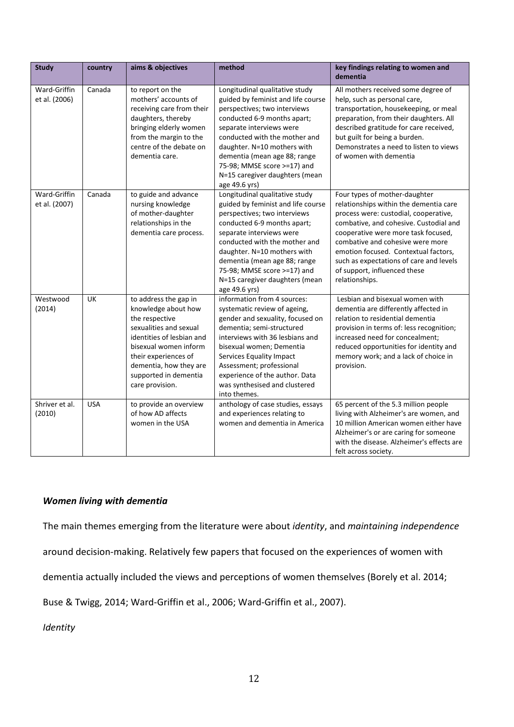| Study | country | aims & objectives | method | key findings relating to women and dementia |
|---|---|---|---|---|
| Ward-Griffin et al. (2006) | Canada | to report on the mothers' accounts of receiving care from their daughters, thereby bringing elderly women from the margin to the centre of the debate on dementia care. | Longitudinal qualitative study guided by feminist and life course perspectives; two interviews conducted 6-9 months apart; separate interviews were conducted with the mother and daughter. N=10 mothers with dementia (mean age 88; range 75-98; MMSE score >=17) and N=15 caregiver daughters (mean age 49.6 yrs) | All mothers received some degree of help, such as personal care, transportation, housekeeping, or meal preparation, from their daughters. All described gratitude for care received, but guilt for being a burden. Demonstrates a need to listen to views of women with dementia |
| Ward-Griffin et al. (2007) | Canada | to guide and advance nursing knowledge of mother-daughter relationships in the dementia care process. | Longitudinal qualitative study guided by feminist and life course perspectives; two interviews conducted 6-9 months apart; separate interviews were conducted with the mother and daughter. N=10 mothers with dementia (mean age 88; range 75-98; MMSE score >=17) and N=15 caregiver daughters (mean age 49.6 yrs) | Four types of mother-daughter relationships within the dementia care process were: custodial, cooperative, combative, and cohesive. Custodial and cooperative were more task focused, combative and cohesive were more emotion focused. Contextual factors, such as expectations of care and levels of support, influenced these relationships. |
| Westwood (2014) | UK | to address the gap in knowledge about how the respective sexualities and sexual identities of lesbian and bisexual women inform their experiences of dementia, how they are supported in dementia care provision. | information from 4 sources: systematic review of ageing, gender and sexuality, focused on dementia; semi-structured interviews with 36 lesbians and bisexual women; Dementia Services Equality Impact Assessment; professional experience of the author. Data was synthesised and clustered into themes. | Lesbian and bisexual women with dementia are differently affected in relation to residential dementia provision in terms of: less recognition; increased need for concealment; reduced opportunities for identity and memory work; and a lack of choice in provision. |
| Shriver et al. (2010) | USA | to provide an overview of how AD affects women in the USA | anthology of case studies, essays and experiences relating to women and dementia in America | 65 percent of the 5.3 million people living with Alzheimer's are women, and 10 million American women either have Alzheimer's or are caring for someone with the disease. Alzheimer's effects are felt across society. |

### *Women living with dementia*

The main themes emerging from the literature were about *identity*, and *maintaining independence* around decision-making. Relatively few papers that focused on the experiences of women with dementia actually included the views and perceptions of women themselves (Borely et al. 2014; Buse & Twigg, 2014; Ward-Griffin et al., 2006; Ward-Griffin et al., 2007).

*Identity*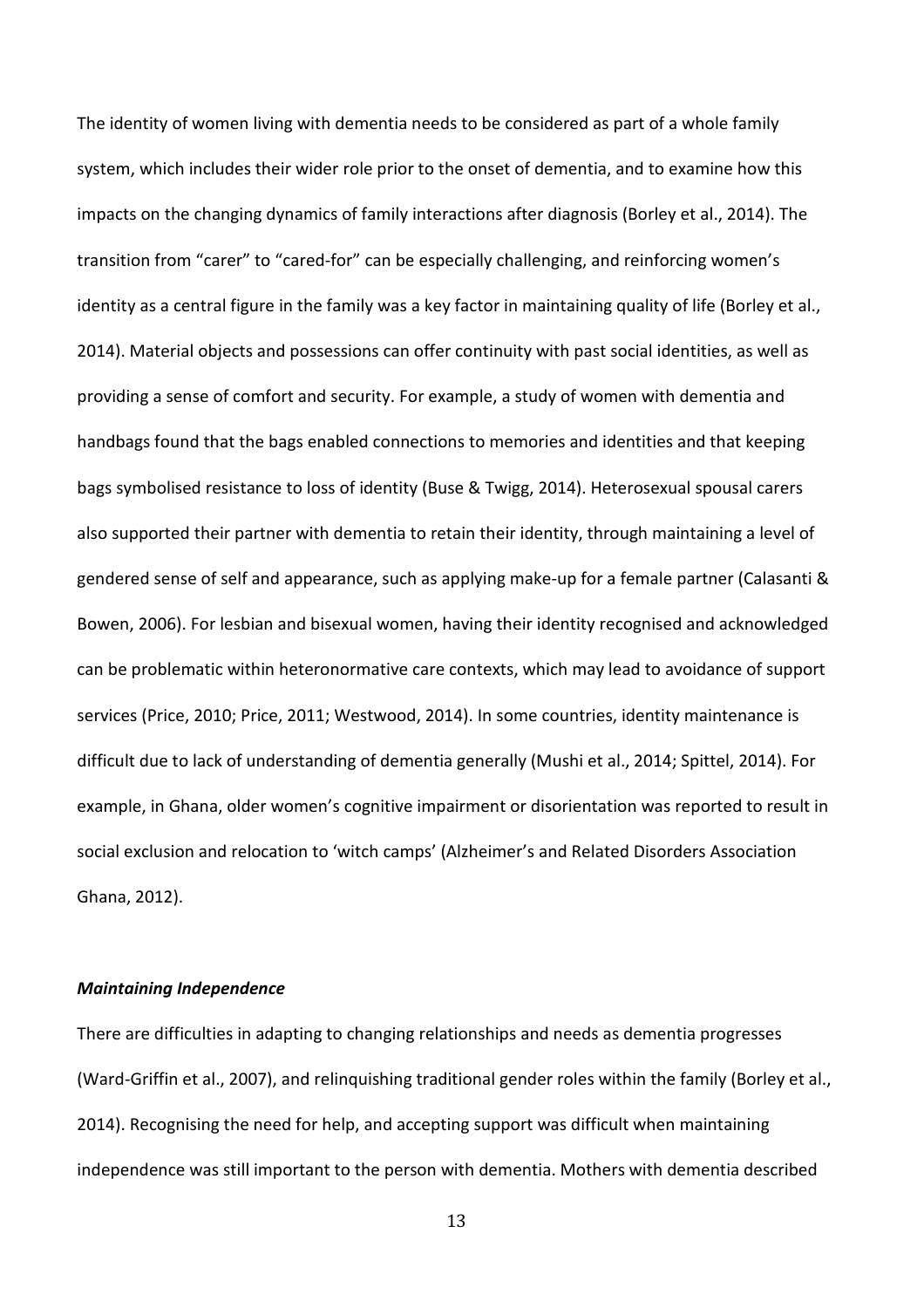The identity of women living with dementia needs to be considered as part of a whole family system, which includes their wider role prior to the onset of dementia, and to examine how this impacts on the changing dynamics of family interactions after diagnosis (Borley et al., 2014). The transition from “carer” to “cared-for” can be especially challenging, and reinforcing women’s identity as a central figure in the family was a key factor in maintaining quality of life (Borley et al., 2014). Material objects and possessions can offer continuity with past social identities, as well as providing a sense of comfort and security. For example, a study of women with dementia and handbags found that the bags enabled connections to memories and identities and that keeping bags symbolised resistance to loss of identity (Buse & Twigg, 2014). Heterosexual spousal carers also supported their partner with dementia to retain their identity, through maintaining a level of gendered sense of self and appearance, such as applying make-up for a female partner (Calasanti & Bowen, 2006). For lesbian and bisexual women, having their identity recognised and acknowledged can be problematic within heteronormative care contexts, which may lead to avoidance of support services (Price, 2010; Price, 2011; Westwood, 2014). In some countries, identity maintenance is difficult due to lack of understanding of dementia generally (Mushi et al., 2014; Spittel, 2014). For example, in Ghana, older women’s cognitive impairment or disorientation was reported to result in social exclusion and relocation to ‘witch camps’ (Alzheimer’s and Related Disorders Association Ghana, 2012).

***Maintaining Independence***

There are difficulties in adapting to changing relationships and needs as dementia progresses (Ward-Griffin et al., 2007), and relinquishing traditional gender roles within the family (Borley et al., 2014). Recognising the need for help, and accepting support was difficult when maintaining independence was still important to the person with dementia. Mothers with dementia described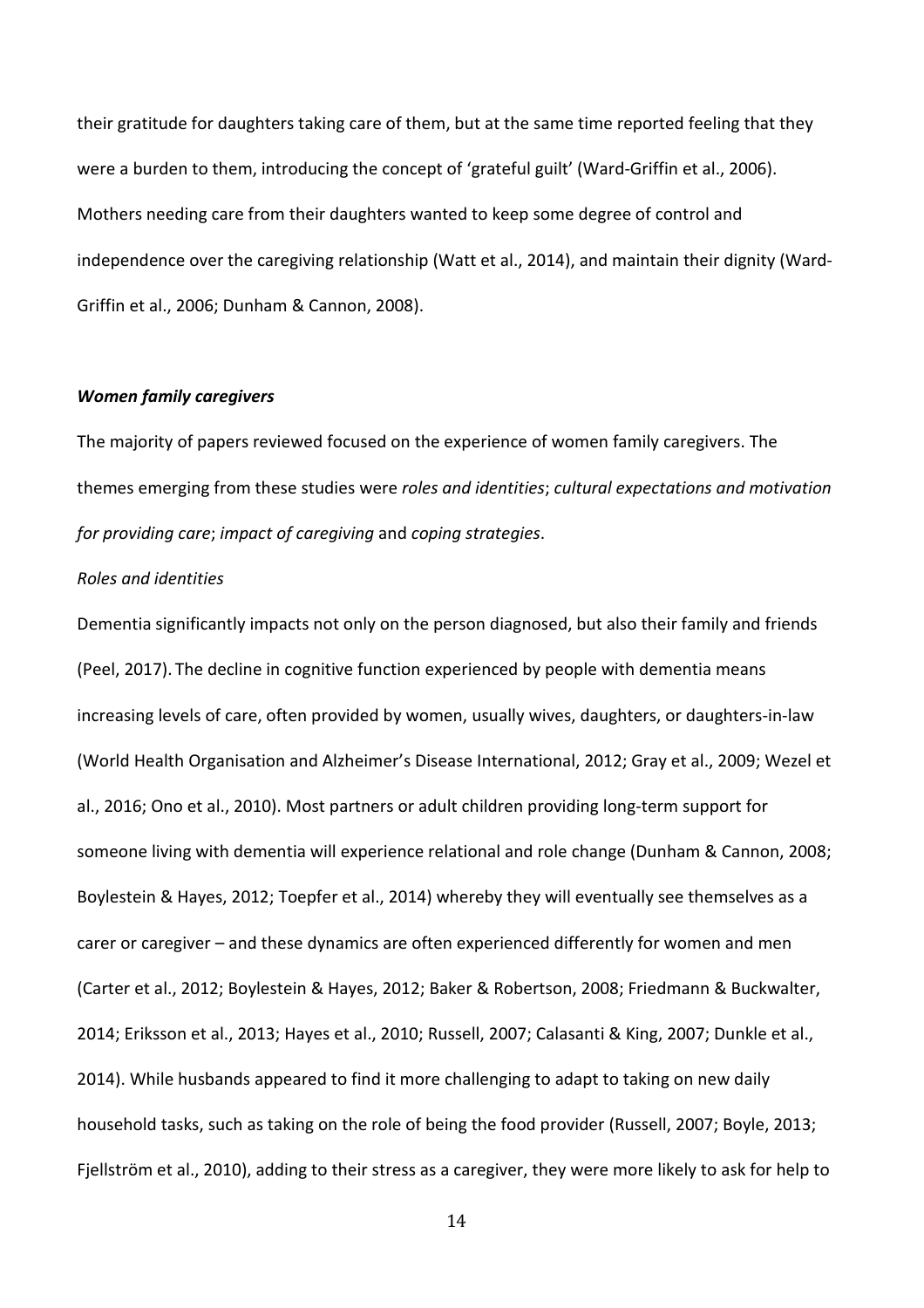their gratitude for daughters taking care of them, but at the same time reported feeling that they were a burden to them, introducing the concept of 'grateful guilt' (Ward-Griffin et al., 2006). Mothers needing care from their daughters wanted to keep some degree of control and independence over the caregiving relationship (Watt et al., 2014), and maintain their dignity (Ward-Griffin et al., 2006; Dunham & Cannon, 2008).

### *Women family caregivers*

The majority of papers reviewed focused on the experience of women family caregivers. The themes emerging from these studies were *roles and identities*; *cultural expectations and motivation for providing care*; *impact of caregiving* and *coping strategies*.

*Roles and identities*

Dementia significantly impacts not only on the person diagnosed, but also their family and friends (Peel, 2017). The decline in cognitive function experienced by people with dementia means increasing levels of care, often provided by women, usually wives, daughters, or daughters-in-law (World Health Organisation and Alzheimer's Disease International, 2012; Gray et al., 2009; Wezel et al., 2016; Ono et al., 2010). Most partners or adult children providing long-term support for someone living with dementia will experience relational and role change (Dunham & Cannon, 2008; Boylestein & Hayes, 2012; Toepfer et al., 2014) whereby they will eventually see themselves as a carer or caregiver – and these dynamics are often experienced differently for women and men (Carter et al., 2012; Boylestein & Hayes, 2012; Baker & Robertson, 2008; Friedmann & Buckwalter, 2014; Eriksson et al., 2013; Hayes et al., 2010; Russell, 2007; Calasanti & King, 2007; Dunkle et al., 2014). While husbands appeared to find it more challenging to adapt to taking on new daily household tasks, such as taking on the role of being the food provider (Russell, 2007; Boyle, 2013; Fjellström et al., 2010), adding to their stress as a caregiver, they were more likely to ask for help to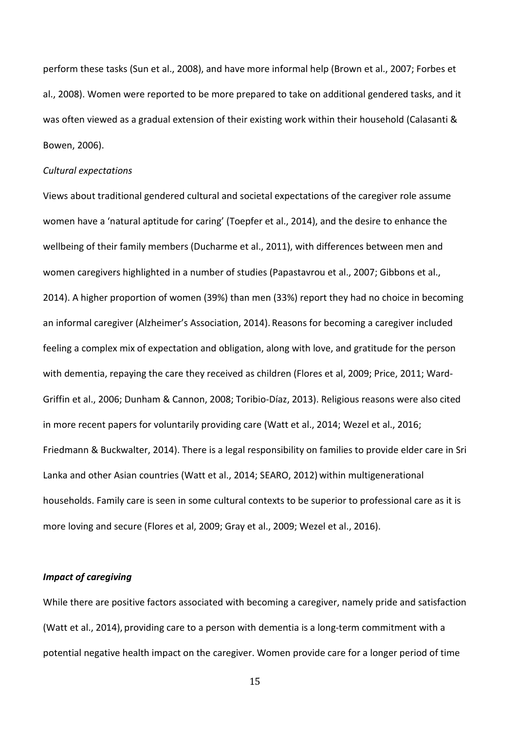perform these tasks (Sun et al., 2008), and have more informal help (Brown et al., 2007; Forbes et al., 2008). Women were reported to be more prepared to take on additional gendered tasks, and it was often viewed as a gradual extension of their existing work within their household (Calasanti & Bowen, 2006).

*Cultural expectations*

Views about traditional gendered cultural and societal expectations of the caregiver role assume women have a 'natural aptitude for caring' (Toepfer et al., 2014), and the desire to enhance the wellbeing of their family members (Ducharme et al., 2011), with differences between men and women caregivers highlighted in a number of studies (Papastavrou et al., 2007; Gibbons et al., 2014). A higher proportion of women (39%) than men (33%) report they had no choice in becoming an informal caregiver (Alzheimer's Association, 2014). Reasons for becoming a caregiver included feeling a complex mix of expectation and obligation, along with love, and gratitude for the person with dementia, repaying the care they received as children (Flores et al, 2009; Price, 2011; Ward-Griffin et al., 2006; Dunham & Cannon, 2008; Toribio-Díaz, 2013). Religious reasons were also cited in more recent papers for voluntarily providing care (Watt et al., 2014; Wezel et al., 2016; Friedmann & Buckwalter, 2014). There is a legal responsibility on families to provide elder care in Sri Lanka and other Asian countries (Watt et al., 2014; SEARO, 2012) within multigenerational households. Family care is seen in some cultural contexts to be superior to professional care as it is more loving and secure (Flores et al, 2009; Gray et al., 2009; Wezel et al., 2016).

***Impact of caregiving***

While there are positive factors associated with becoming a caregiver, namely pride and satisfaction (Watt et al., 2014), providing care to a person with dementia is a long-term commitment with a potential negative health impact on the caregiver. Women provide care for a longer period of time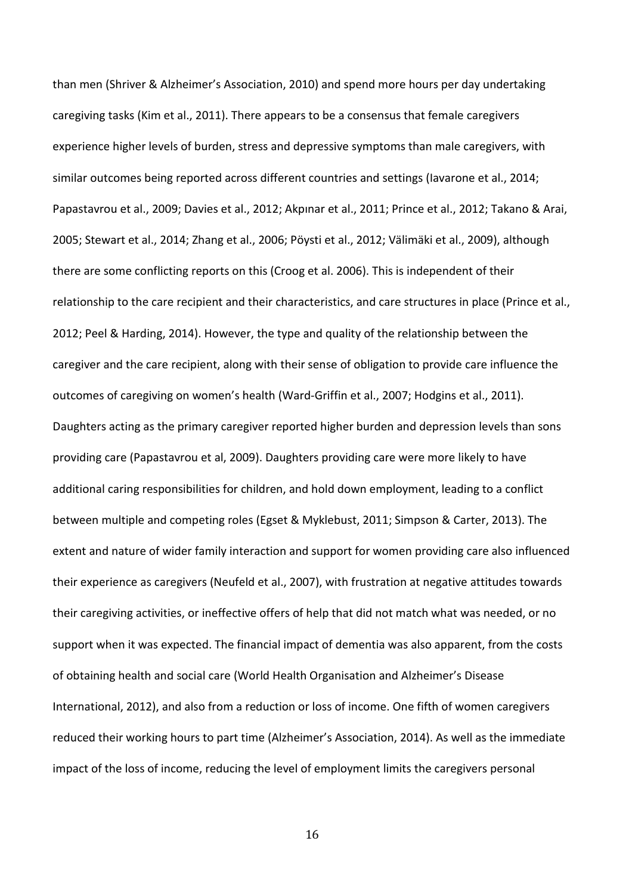than men (Shriver & Alzheimer's Association, 2010) and spend more hours per day undertaking caregiving tasks (Kim et al., 2011). There appears to be a consensus that female caregivers experience higher levels of burden, stress and depressive symptoms than male caregivers, with similar outcomes being reported across different countries and settings (Iavarone et al., 2014; Papastavrou et al., 2009; Davies et al., 2012; Akpınar et al., 2011; Prince et al., 2012; Takano & Arai, 2005; Stewart et al., 2014; Zhang et al., 2006; Pöysti et al., 2012; Välimäki et al., 2009), although there are some conflicting reports on this (Croog et al. 2006). This is independent of their relationship to the care recipient and their characteristics, and care structures in place (Prince et al., 2012; Peel & Harding, 2014). However, the type and quality of the relationship between the caregiver and the care recipient, along with their sense of obligation to provide care influence the outcomes of caregiving on women's health (Ward-Griffin et al., 2007; Hodgins et al., 2011). Daughters acting as the primary caregiver reported higher burden and depression levels than sons providing care (Papastavrou et al, 2009). Daughters providing care were more likely to have additional caring responsibilities for children, and hold down employment, leading to a conflict between multiple and competing roles (Egset & Myklebust, 2011; Simpson & Carter, 2013). The extent and nature of wider family interaction and support for women providing care also influenced their experience as caregivers (Neufeld et al., 2007), with frustration at negative attitudes towards their caregiving activities, or ineffective offers of help that did not match what was needed, or no support when it was expected. The financial impact of dementia was also apparent, from the costs of obtaining health and social care (World Health Organisation and Alzheimer's Disease International, 2012), and also from a reduction or loss of income. One fifth of women caregivers reduced their working hours to part time (Alzheimer's Association, 2014). As well as the immediate impact of the loss of income, reducing the level of employment limits the caregivers personal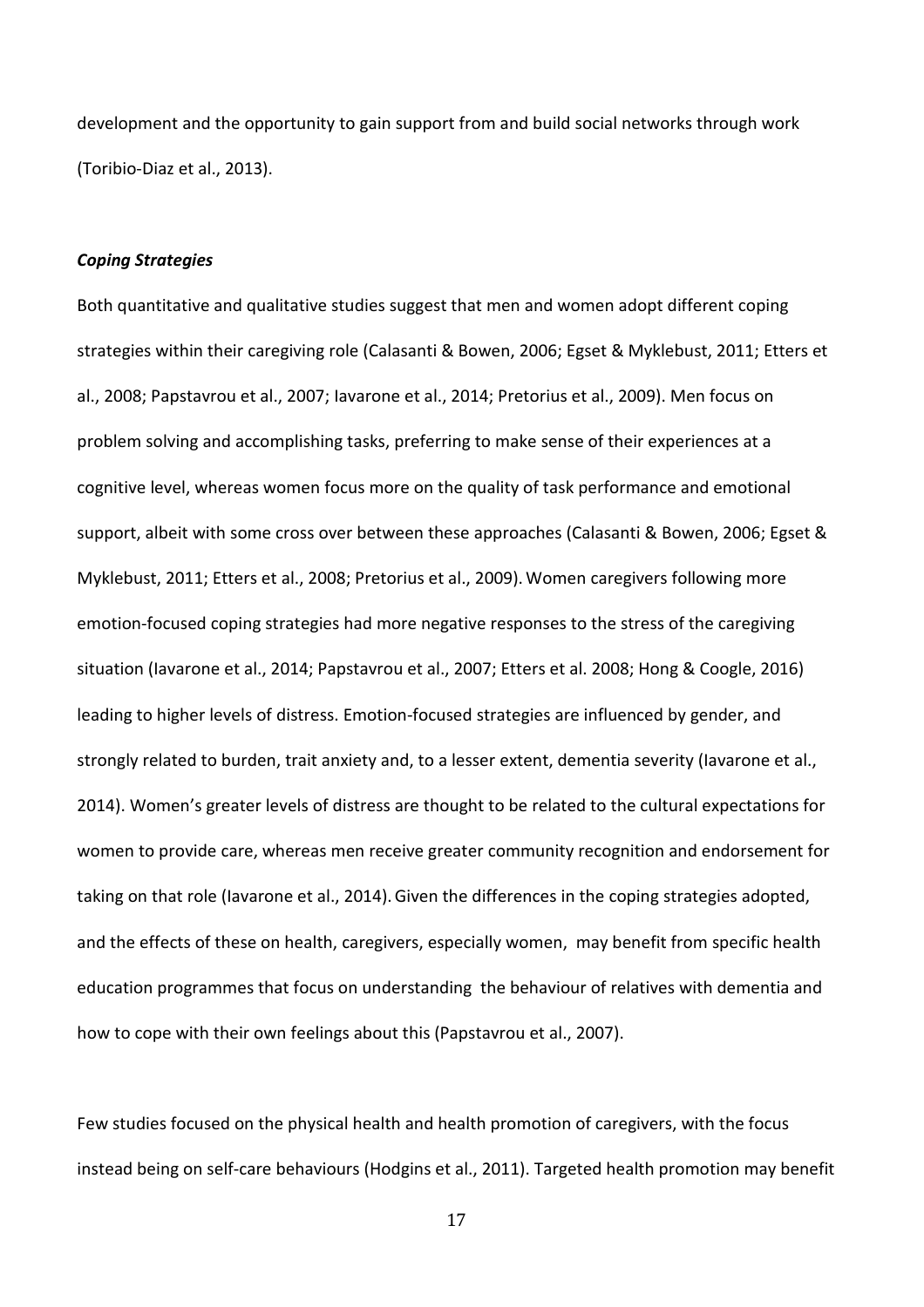development and the opportunity to gain support from and build social networks through work (Toribio-Diaz et al., 2013).

***Coping Strategies***

Both quantitative and qualitative studies suggest that men and women adopt different coping strategies within their caregiving role (Calasanti & Bowen, 2006; Egset & Myklebust, 2011; Etters et al., 2008; Papstavrou et al., 2007; Iavarone et al., 2014; Pretorius et al., 2009). Men focus on problem solving and accomplishing tasks, preferring to make sense of their experiences at a cognitive level, whereas women focus more on the quality of task performance and emotional support, albeit with some cross over between these approaches (Calasanti & Bowen, 2006; Egset & Myklebust, 2011; Etters et al., 2008; Pretorius et al., 2009). Women caregivers following more emotion-focused coping strategies had more negative responses to the stress of the caregiving situation (Iavarone et al., 2014; Papstavrou et al., 2007; Etters et al. 2008; Hong & Coogle, 2016) leading to higher levels of distress. Emotion-focused strategies are influenced by gender, and strongly related to burden, trait anxiety and, to a lesser extent, dementia severity (Iavarone et al., 2014). Women's greater levels of distress are thought to be related to the cultural expectations for women to provide care, whereas men receive greater community recognition and endorsement for taking on that role (Iavarone et al., 2014). Given the differences in the coping strategies adopted, and the effects of these on health, caregivers, especially women, may benefit from specific health education programmes that focus on understanding the behaviour of relatives with dementia and how to cope with their own feelings about this (Papstavrou et al., 2007).

Few studies focused on the physical health and health promotion of caregivers, with the focus instead being on self-care behaviours (Hodgins et al., 2011). Targeted health promotion may benefit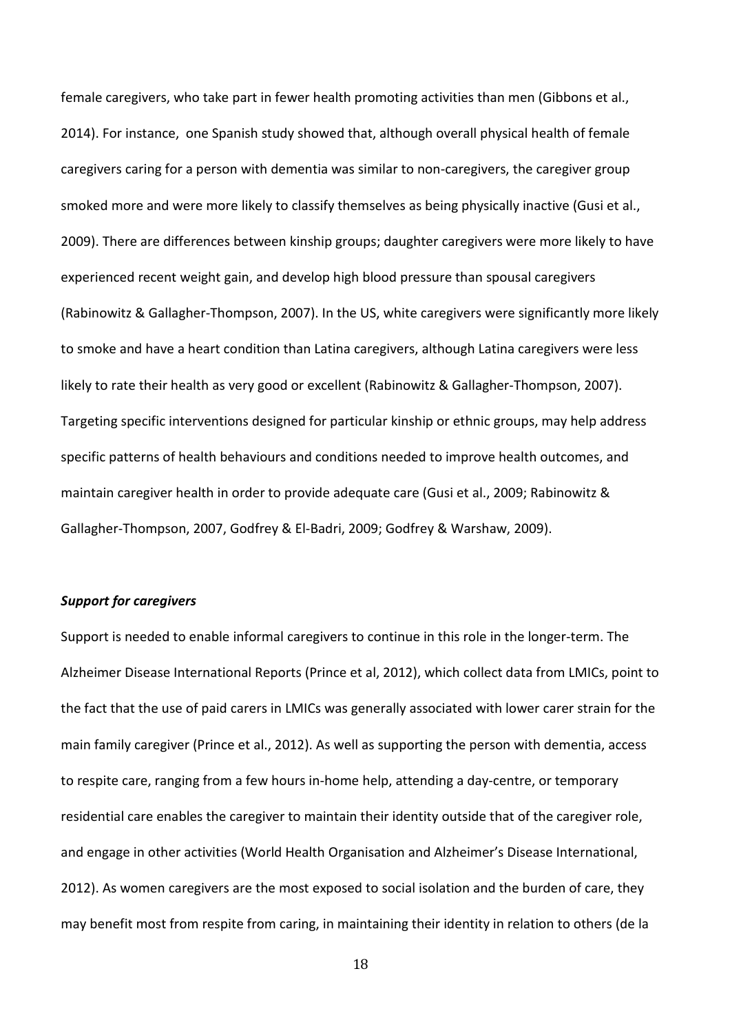female caregivers, who take part in fewer health promoting activities than men (Gibbons et al., 2014). For instance, one Spanish study showed that, although overall physical health of female caregivers caring for a person with dementia was similar to non-caregivers, the caregiver group smoked more and were more likely to classify themselves as being physically inactive (Gusi et al., 2009). There are differences between kinship groups; daughter caregivers were more likely to have experienced recent weight gain, and develop high blood pressure than spousal caregivers (Rabinowitz & Gallagher-Thompson, 2007). In the US, white caregivers were significantly more likely to smoke and have a heart condition than Latina caregivers, although Latina caregivers were less likely to rate their health as very good or excellent (Rabinowitz & Gallagher-Thompson, 2007). Targeting specific interventions designed for particular kinship or ethnic groups, may help address specific patterns of health behaviours and conditions needed to improve health outcomes, and maintain caregiver health in order to provide adequate care (Gusi et al., 2009; Rabinowitz & Gallagher-Thompson, 2007, Godfrey & El-Badri, 2009; Godfrey & Warshaw, 2009).

***Support for caregivers***

Support is needed to enable informal caregivers to continue in this role in the longer-term. The Alzheimer Disease International Reports (Prince et al, 2012), which collect data from LMICs, point to the fact that the use of paid carers in LMICs was generally associated with lower carer strain for the main family caregiver (Prince et al., 2012). As well as supporting the person with dementia, access to respite care, ranging from a few hours in-home help, attending a day-centre, or temporary residential care enables the caregiver to maintain their identity outside that of the caregiver role, and engage in other activities (World Health Organisation and Alzheimer's Disease International, 2012). As women caregivers are the most exposed to social isolation and the burden of care, they may benefit most from respite from caring, in maintaining their identity in relation to others (de la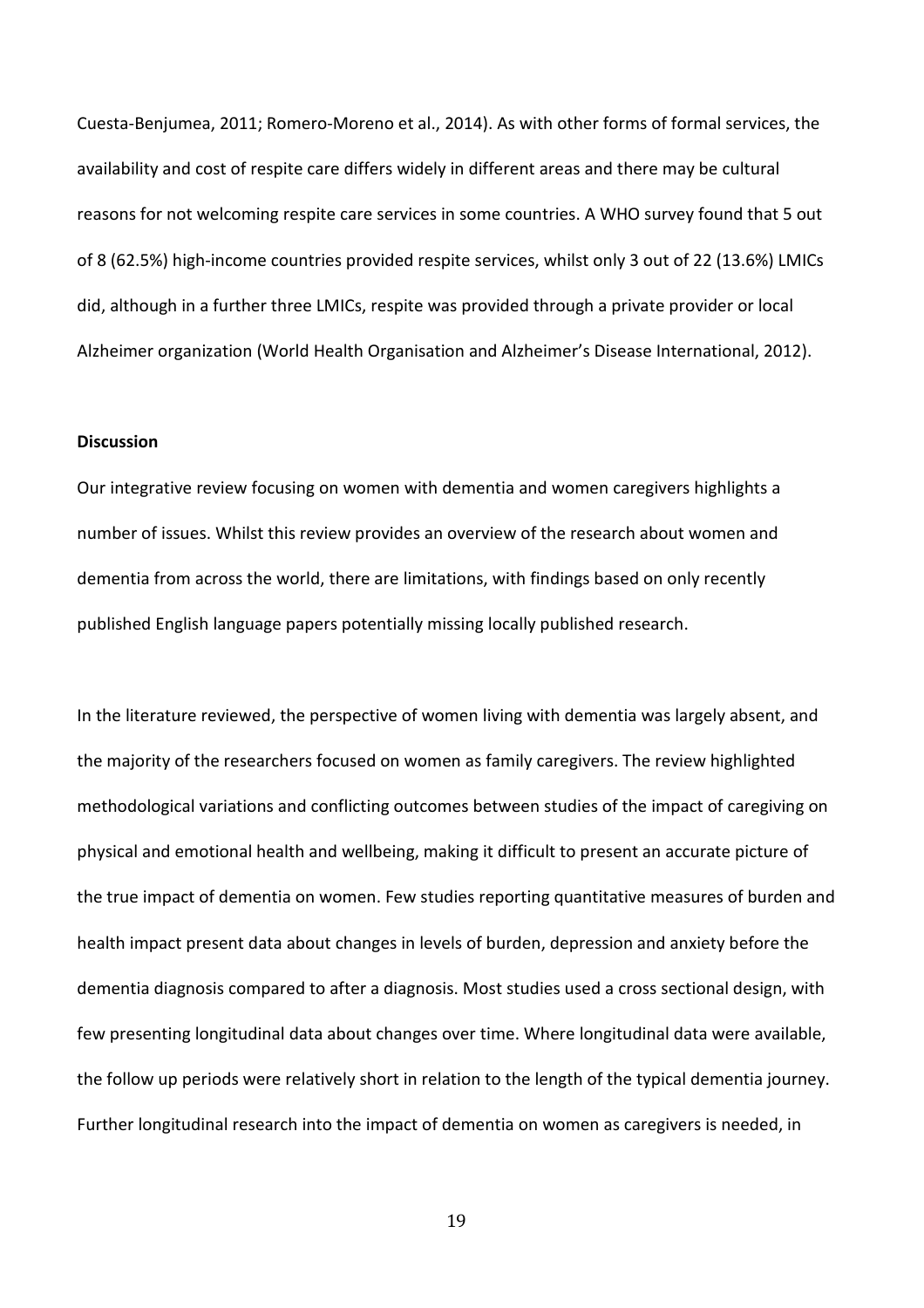Cuesta-Benjumea, 2011; Romero-Moreno et al., 2014). As with other forms of formal services, the availability and cost of respite care differs widely in different areas and there may be cultural reasons for not welcoming respite care services in some countries. A WHO survey found that 5 out of 8 (62.5%) high-income countries provided respite services, whilst only 3 out of 22 (13.6%) LMICs did, although in a further three LMICs, respite was provided through a private provider or local Alzheimer organization (World Health Organisation and Alzheimer's Disease International, 2012).

**Discussion**

Our integrative review focusing on women with dementia and women caregivers highlights a number of issues. Whilst this review provides an overview of the research about women and dementia from across the world, there are limitations, with findings based on only recently published English language papers potentially missing locally published research.

In the literature reviewed, the perspective of women living with dementia was largely absent, and the majority of the researchers focused on women as family caregivers. The review highlighted methodological variations and conflicting outcomes between studies of the impact of caregiving on physical and emotional health and wellbeing, making it difficult to present an accurate picture of the true impact of dementia on women. Few studies reporting quantitative measures of burden and health impact present data about changes in levels of burden, depression and anxiety before the dementia diagnosis compared to after a diagnosis. Most studies used a cross sectional design, with few presenting longitudinal data about changes over time. Where longitudinal data were available, the follow up periods were relatively short in relation to the length of the typical dementia journey. Further longitudinal research into the impact of dementia on women as caregivers is needed, in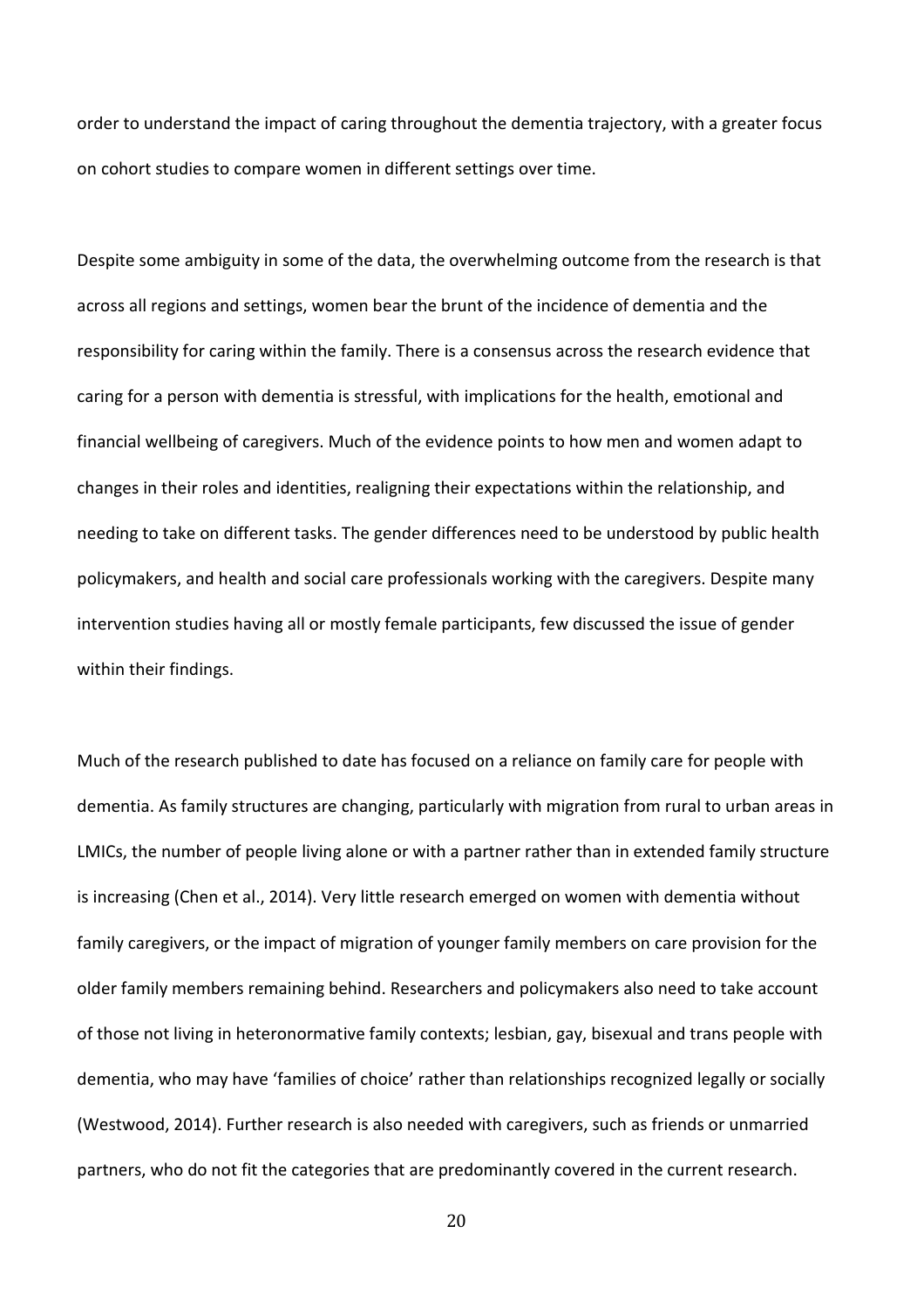order to understand the impact of caring throughout the dementia trajectory, with a greater focus on cohort studies to compare women in different settings over time.

Despite some ambiguity in some of the data, the overwhelming outcome from the research is that across all regions and settings, women bear the brunt of the incidence of dementia and the responsibility for caring within the family. There is a consensus across the research evidence that caring for a person with dementia is stressful, with implications for the health, emotional and financial wellbeing of caregivers. Much of the evidence points to how men and women adapt to changes in their roles and identities, realigning their expectations within the relationship, and needing to take on different tasks. The gender differences need to be understood by public health policymakers, and health and social care professionals working with the caregivers. Despite many intervention studies having all or mostly female participants, few discussed the issue of gender within their findings.

Much of the research published to date has focused on a reliance on family care for people with dementia. As family structures are changing, particularly with migration from rural to urban areas in LMICs, the number of people living alone or with a partner rather than in extended family structure is increasing (Chen et al., 2014). Very little research emerged on women with dementia without family caregivers, or the impact of migration of younger family members on care provision for the older family members remaining behind. Researchers and policymakers also need to take account of those not living in heteronormative family contexts; lesbian, gay, bisexual and trans people with dementia, who may have 'families of choice' rather than relationships recognized legally or socially (Westwood, 2014). Further research is also needed with caregivers, such as friends or unmarried partners, who do not fit the categories that are predominantly covered in the current research.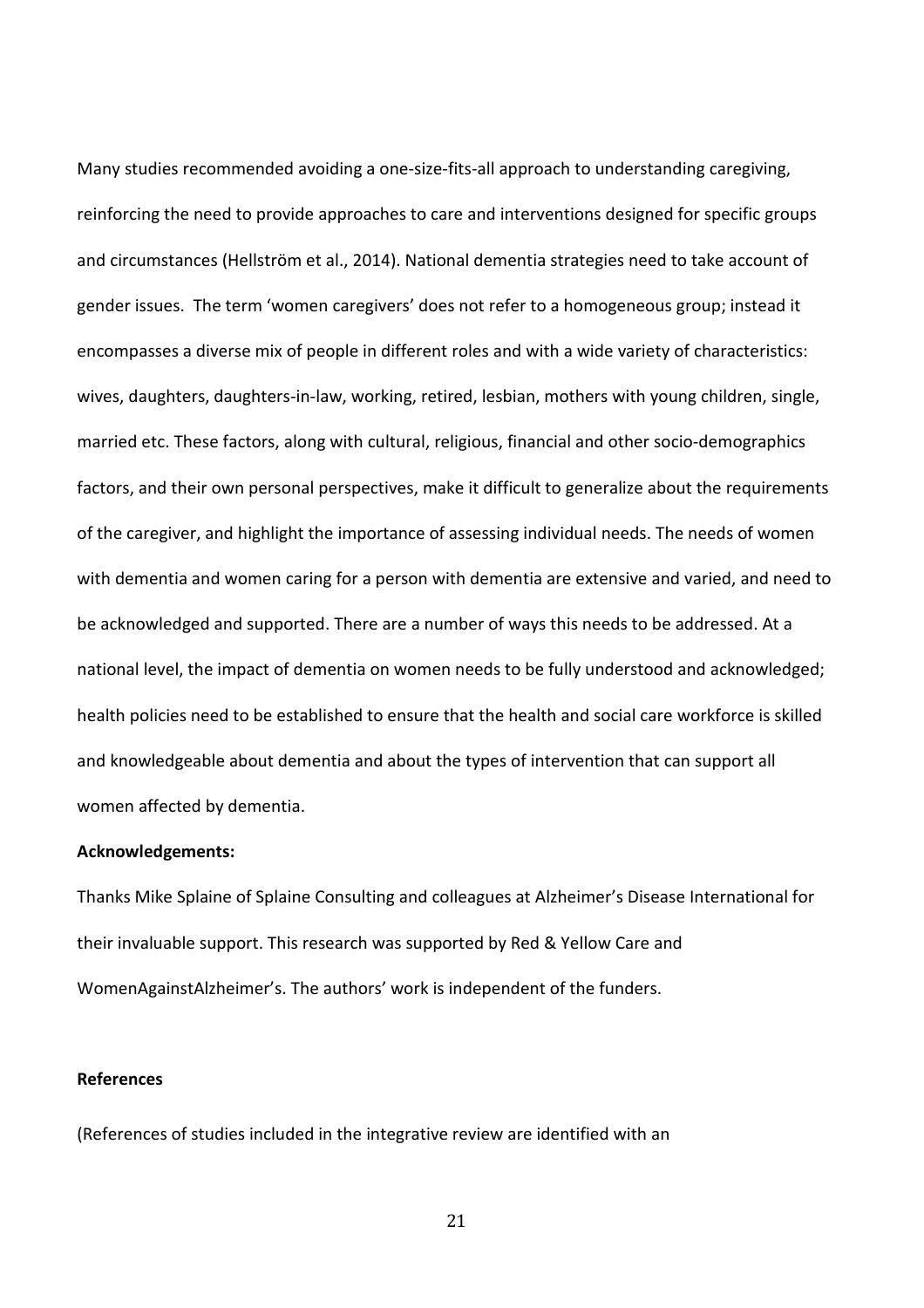Many studies recommended avoiding a one-size-fits-all approach to understanding caregiving, reinforcing the need to provide approaches to care and interventions designed for specific groups and circumstances (Hellström et al., 2014). National dementia strategies need to take account of gender issues. The term 'women caregivers' does not refer to a homogeneous group; instead it encompasses a diverse mix of people in different roles and with a wide variety of characteristics: wives, daughters, daughters-in-law, working, retired, lesbian, mothers with young children, single, married etc. These factors, along with cultural, religious, financial and other socio-demographics factors, and their own personal perspectives, make it difficult to generalize about the requirements of the caregiver, and highlight the importance of assessing individual needs. The needs of women with dementia and women caring for a person with dementia are extensive and varied, and need to be acknowledged and supported. There are a number of ways this needs to be addressed. At a national level, the impact of dementia on women needs to be fully understood and acknowledged; health policies need to be established to ensure that the health and social care workforce is skilled and knowledgeable about dementia and about the types of intervention that can support all women affected by dementia.

**Acknowledgements:**

Thanks Mike Splaine of Splaine Consulting and colleagues at Alzheimer's Disease International for their invaluable support. This research was supported by Red & Yellow Care and WomenAgainstAlzheimer's. The authors' work is independent of the funders.

**References**

(References of studies included in the integrative review are identified with an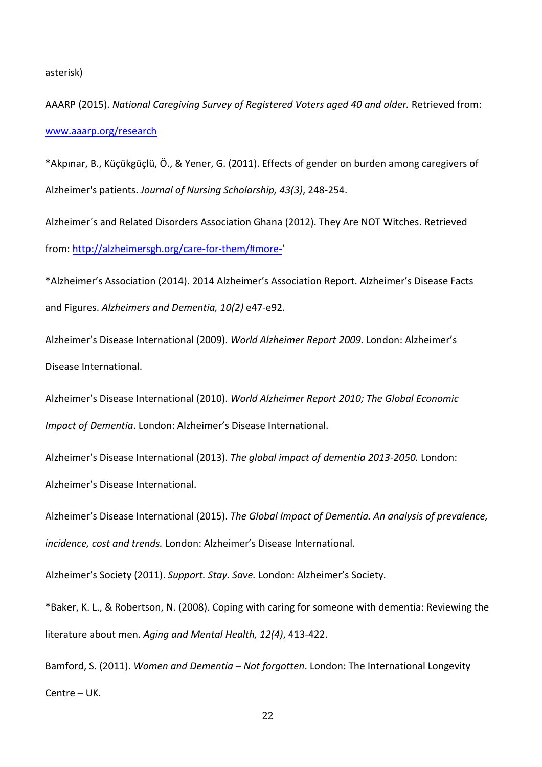asterisk)

AAARP (2015). *National Caregiving Survey of Registered Voters aged 40 and older.* Retrieved from: www.aaarp.org/research

*Akpınar, B., Küçükgüçlü, Ö., & Yener, G. (2011). Effects of gender on burden among caregivers of Alzheimer's patients. *Journal of Nursing Scholarship, 43(3)*, 248-254.

Alzheimer´s and Related Disorders Association Ghana (2012). They Are NOT Witches. Retrieved from: http://alzheimersgh.org/care-for-them/#more-'

*Alzheimer's Association (2014). 2014 Alzheimer's Association Report. Alzheimer's Disease Facts and Figures. *Alzheimers and Dementia, 10(2)* e47-e92.

Alzheimer's Disease International (2009). *World Alzheimer Report 2009.* London: Alzheimer's Disease International.

Alzheimer's Disease International (2010). *World Alzheimer Report 2010; The Global Economic Impact of Dementia*. London: Alzheimer's Disease International.

Alzheimer's Disease International (2013). *The global impact of dementia 2013-2050.* London: Alzheimer's Disease International.

Alzheimer's Disease International (2015). *The Global Impact of Dementia. An analysis of prevalence, incidence, cost and trends.* London: Alzheimer's Disease International.

Alzheimer's Society (2011). *Support. Stay. Save.* London: Alzheimer's Society.

*Baker, K. L., & Robertson, N. (2008). Coping with caring for someone with dementia: Reviewing the literature about men. *Aging and Mental Health, 12(4)*, 413-422.

Bamford, S. (2011). *Women and Dementia – Not forgotten*. London: The International Longevity Centre – UK.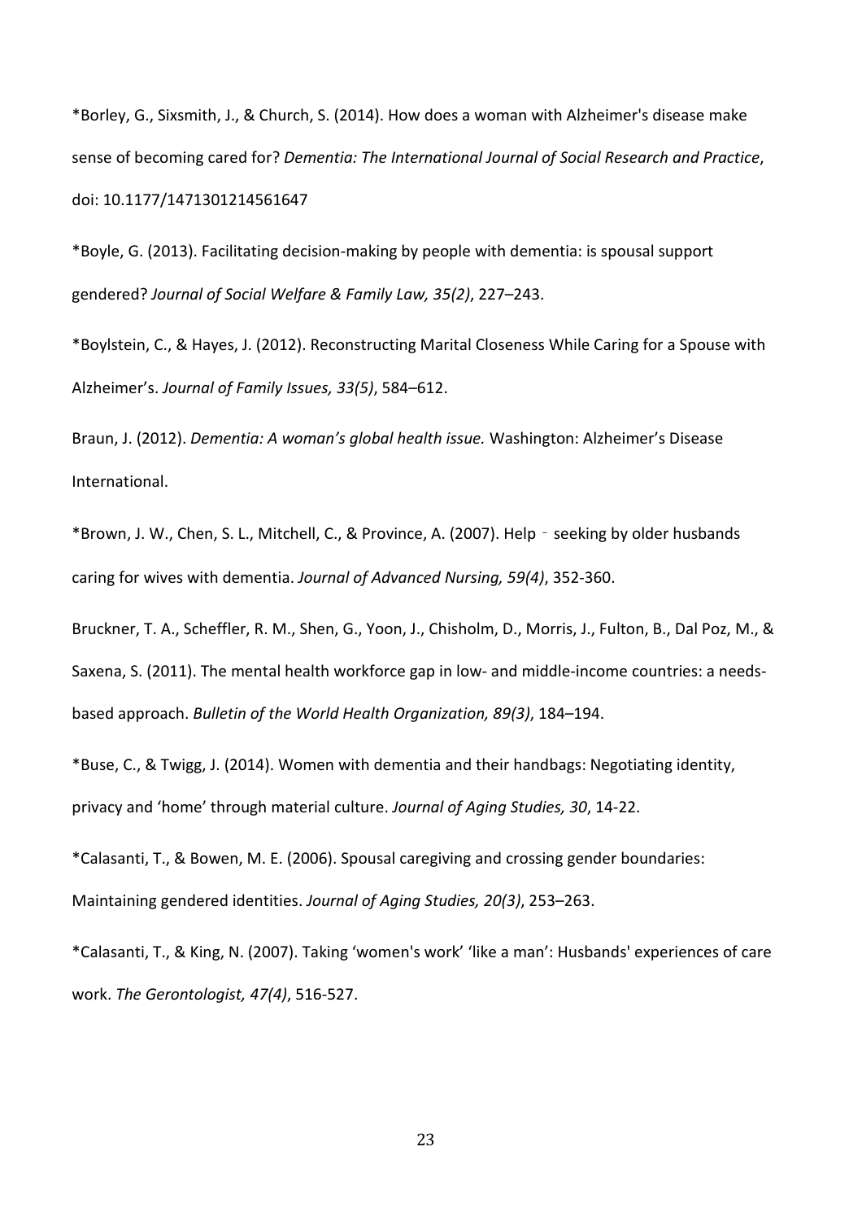*Borley, G., Sixsmith, J., & Church, S. (2014). How does a woman with Alzheimer's disease make sense of becoming cared for? *Dementia: The International Journal of Social Research and Practice*, doi: 10.1177/1471301214561647

*Boyle, G. (2013). Facilitating decision-making by people with dementia: is spousal support gendered? *Journal of Social Welfare & Family Law, 35(2)*, 227–243.

*Boylstein, C., & Hayes, J. (2012). Reconstructing Marital Closeness While Caring for a Spouse with Alzheimer's. *Journal of Family Issues, 33(5)*, 584–612.

Braun, J. (2012). *Dementia: A woman's global health issue.* Washington: Alzheimer's Disease International.

*Brown, J. W., Chen, S. L., Mitchell, C., & Province, A. (2007). Help‐seeking by older husbands caring for wives with dementia. *Journal of Advanced Nursing, 59(4)*, 352-360.

Bruckner, T. A., Scheffler, R. M., Shen, G., Yoon, J., Chisholm, D., Morris, J., Fulton, B., Dal Poz, M., & Saxena, S. (2011). The mental health workforce gap in low- and middle-income countries: a needs-based approach. *Bulletin of the World Health Organization, 89(3)*, 184–194.

*Buse, C., & Twigg, J. (2014). Women with dementia and their handbags: Negotiating identity, privacy and 'home' through material culture. *Journal of Aging Studies, 30*, 14-22.

*Calasanti, T., & Bowen, M. E. (2006). Spousal caregiving and crossing gender boundaries: Maintaining gendered identities. *Journal of Aging Studies, 20(3)*, 253–263.

*Calasanti, T., & King, N. (2007). Taking 'women's work' 'like a man': Husbands' experiences of care work. *The Gerontologist, 47(4)*, 516-527.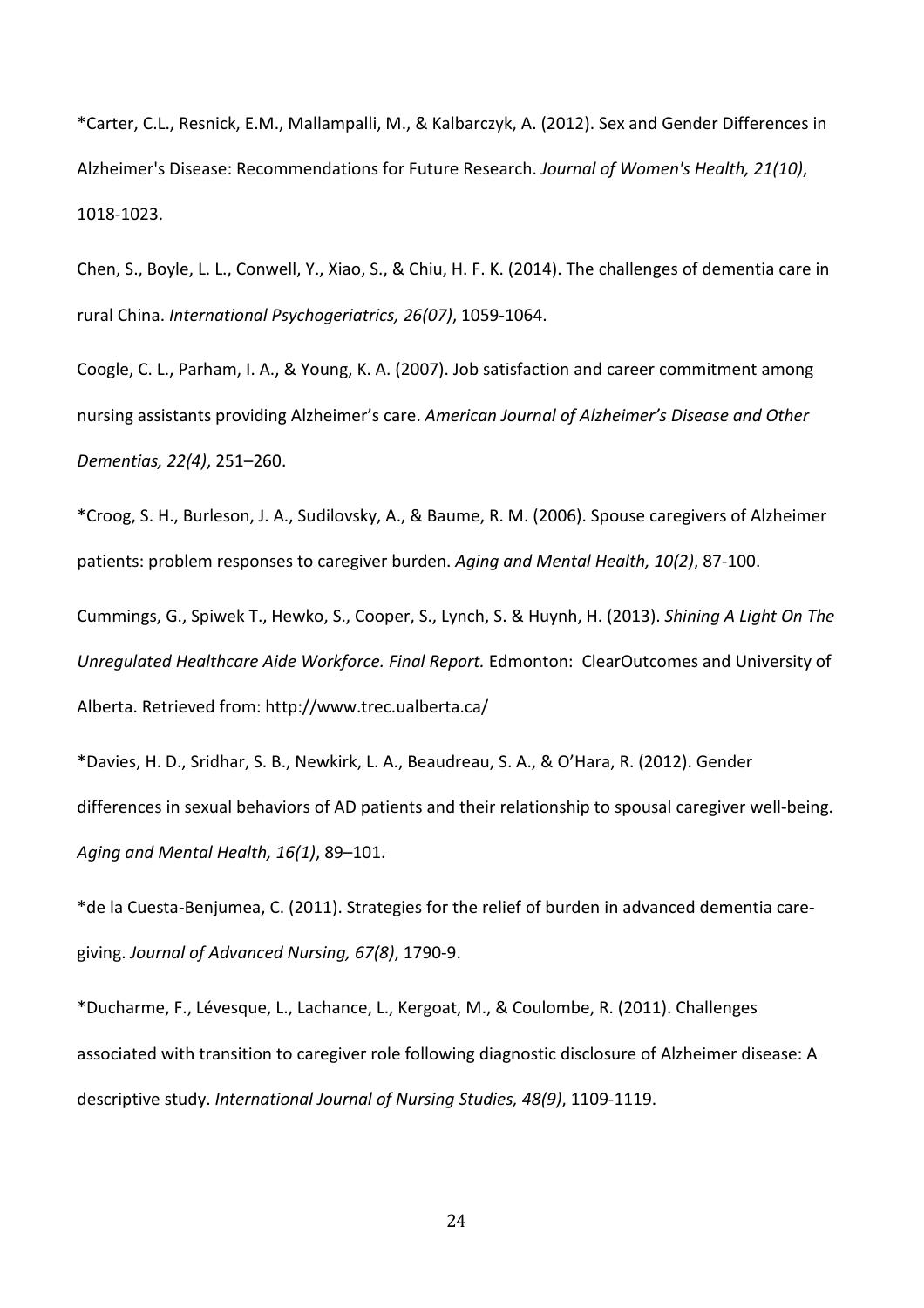*Carter, C.L., Resnick, E.M., Mallampalli, M., & Kalbarczyk, A. (2012). Sex and Gender Differences in Alzheimer's Disease: Recommendations for Future Research. *Journal of Women's Health, 21(10)*, 1018-1023.

Chen, S., Boyle, L. L., Conwell, Y., Xiao, S., & Chiu, H. F. K. (2014). The challenges of dementia care in rural China. *International Psychogeriatrics, 26(07)*, 1059-1064.

Coogle, C. L., Parham, I. A., & Young, K. A. (2007). Job satisfaction and career commitment among nursing assistants providing Alzheimer's care. *American Journal of Alzheimer's Disease and Other Dementias, 22(4)*, 251–260.

*Croog, S. H., Burleson, J. A., Sudilovsky, A., & Baume, R. M. (2006). Spouse caregivers of Alzheimer patients: problem responses to caregiver burden. *Aging and Mental Health, 10(2)*, 87-100.

Cummings, G., Spiwek T., Hewko, S., Cooper, S., Lynch, S. & Huynh, H. (2013). *Shining A Light On The Unregulated Healthcare Aide Workforce. Final Report.* Edmonton: ClearOutcomes and University of Alberta. Retrieved from: http://www.trec.ualberta.ca/

*Davies, H. D., Sridhar, S. B., Newkirk, L. A., Beaudreau, S. A., & O'Hara, R. (2012). Gender differences in sexual behaviors of AD patients and their relationship to spousal caregiver well-being. *Aging and Mental Health, 16(1)*, 89–101.

*de la Cuesta-Benjumea, C. (2011). Strategies for the relief of burden in advanced dementia care-giving. *Journal of Advanced Nursing, 67(8)*, 1790-9.

*Ducharme, F., Lévesque, L., Lachance, L., Kergoat, M., & Coulombe, R. (2011). Challenges associated with transition to caregiver role following diagnostic disclosure of Alzheimer disease: A descriptive study. *International Journal of Nursing Studies, 48(9)*, 1109-1119.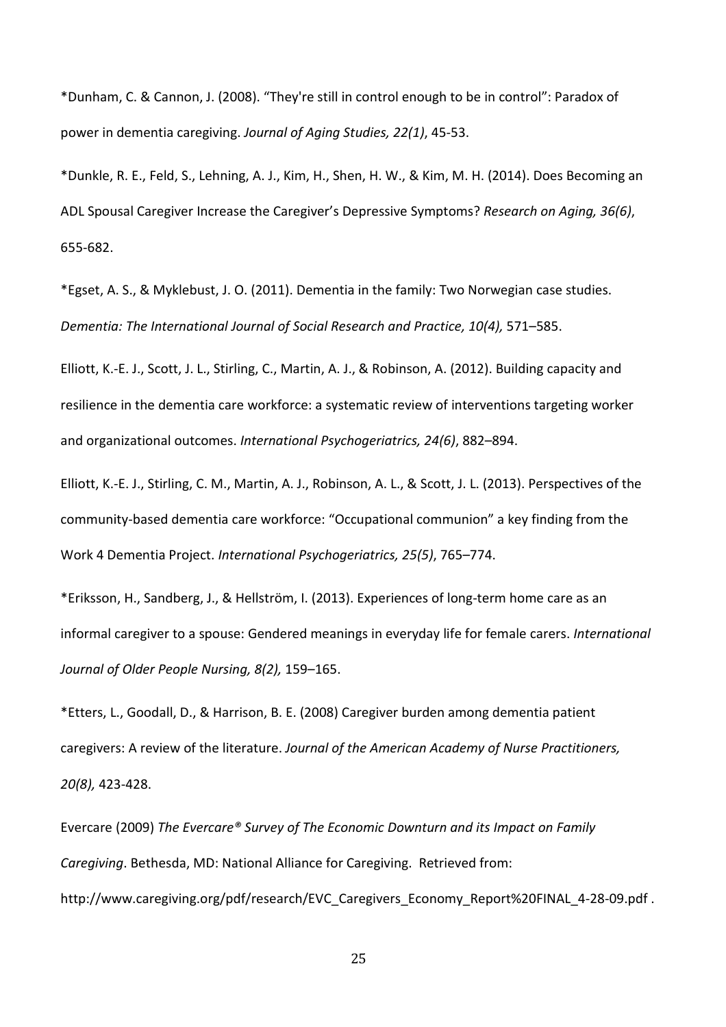*Dunham, C. & Cannon, J. (2008). “They're still in control enough to be in control”: Paradox of power in dementia caregiving. *Journal of Aging Studies, 22(1)*, 45-53.

*Dunkle, R. E., Feld, S., Lehning, A. J., Kim, H., Shen, H. W., & Kim, M. H. (2014). Does Becoming an ADL Spousal Caregiver Increase the Caregiver’s Depressive Symptoms? *Research on Aging, 36(6)*, 655-682.

*Egset, A. S., & Myklebust, J. O. (2011). Dementia in the family: Two Norwegian case studies. *Dementia: The International Journal of Social Research and Practice, 10(4),* 571–585.

Elliott, K.-E. J., Scott, J. L., Stirling, C., Martin, A. J., & Robinson, A. (2012). Building capacity and resilience in the dementia care workforce: a systematic review of interventions targeting worker and organizational outcomes. *International Psychogeriatrics, 24(6)*, 882–894.

Elliott, K.-E. J., Stirling, C. M., Martin, A. J., Robinson, A. L., & Scott, J. L. (2013). Perspectives of the community-based dementia care workforce: “Occupational communion” a key finding from the Work 4 Dementia Project. *International Psychogeriatrics, 25(5)*, 765–774.

*Eriksson, H., Sandberg, J., & Hellström, I. (2013). Experiences of long-term home care as an informal caregiver to a spouse: Gendered meanings in everyday life for female carers. *International Journal of Older People Nursing, 8(2),* 159–165.

*Etters, L., Goodall, D., & Harrison, B. E. (2008) Caregiver burden among dementia patient caregivers: A review of the literature. *Journal of the American Academy of Nurse Practitioners, 20(8),* 423-428.

Evercare (2009) *The Evercare® Survey of The Economic Downturn and its Impact on Family Caregiving*. Bethesda, MD: National Alliance for Caregiving. Retrieved from: http://www.caregiving.org/pdf/research/EVC_Caregivers_Economy_Report%20FINAL_4-28-09.pdf .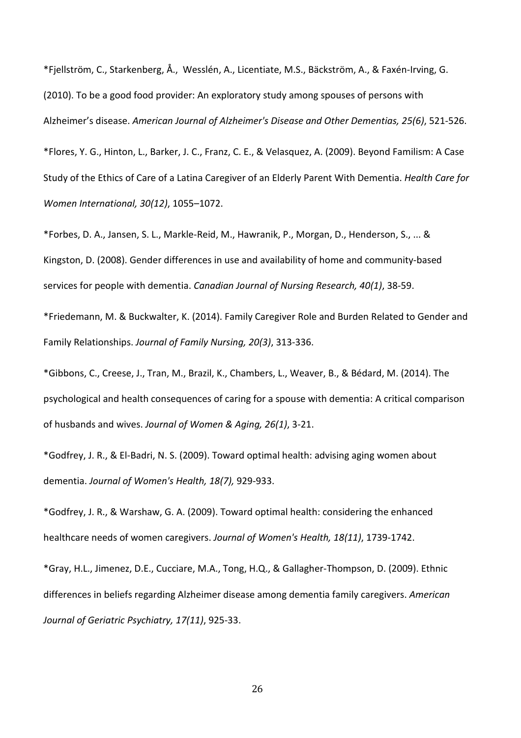*Fjellström, C., Starkenberg, Å.,  Wesslén, A., Licentiate, M.S., Bäckström, A., & Faxén-Irving, G. (2010). To be a good food provider: An exploratory study among spouses of persons with Alzheimer's disease. *American Journal of Alzheimer's Disease and Other Dementias, 25(6)*, 521-526.

*Flores, Y. G., Hinton, L., Barker, J. C., Franz, C. E., & Velasquez, A. (2009). Beyond Familism: A Case Study of the Ethics of Care of a Latina Caregiver of an Elderly Parent With Dementia. *Health Care for Women International, 30(12)*, 1055–1072.

*Forbes, D. A., Jansen, S. L., Markle-Reid, M., Hawranik, P., Morgan, D., Henderson, S., ... & Kingston, D. (2008). Gender differences in use and availability of home and community-based services for people with dementia. *Canadian Journal of Nursing Research, 40(1)*, 38-59.

*Friedemann, M. & Buckwalter, K. (2014). Family Caregiver Role and Burden Related to Gender and Family Relationships. *Journal of Family Nursing, 20(3)*, 313-336.

*Gibbons, C., Creese, J., Tran, M., Brazil, K., Chambers, L., Weaver, B., & Bédard, M. (2014). The psychological and health consequences of caring for a spouse with dementia: A critical comparison of husbands and wives. *Journal of Women & Aging, 26(1)*, 3-21.

*Godfrey, J. R., & El-Badri, N. S. (2009). Toward optimal health: advising aging women about dementia. *Journal of Women's Health, 18(7),* 929-933.

*Godfrey, J. R., & Warshaw, G. A. (2009). Toward optimal health: considering the enhanced healthcare needs of women caregivers. *Journal of Women's Health, 18(11)*, 1739-1742.

*Gray, H.L., Jimenez, D.E., Cucciare, M.A., Tong, H.Q., & Gallagher-Thompson, D. (2009). Ethnic differences in beliefs regarding Alzheimer disease among dementia family caregivers. *American Journal of Geriatric Psychiatry, 17(11)*, 925-33.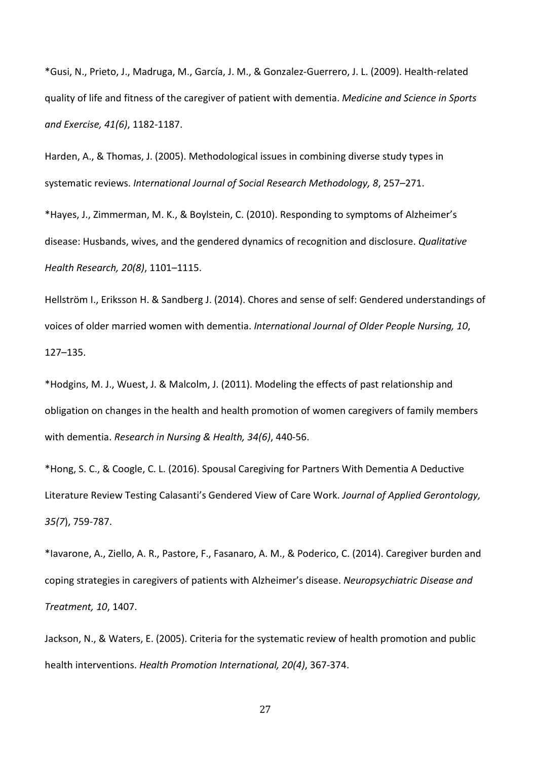*Gusi, N., Prieto, J., Madruga, M., García, J. M., & Gonzalez-Guerrero, J. L. (2009). Health-related quality of life and fitness of the caregiver of patient with dementia. *Medicine and Science in Sports and Exercise, 41(6)*, 1182-1187.

Harden, A., & Thomas, J. (2005). Methodological issues in combining diverse study types in systematic reviews. *International Journal of Social Research Methodology, 8*, 257–271.

*Hayes, J., Zimmerman, M. K., & Boylstein, C. (2010). Responding to symptoms of Alzheimer's disease: Husbands, wives, and the gendered dynamics of recognition and disclosure. *Qualitative Health Research, 20(8)*, 1101–1115.

Hellström I., Eriksson H. & Sandberg J. (2014). Chores and sense of self: Gendered understandings of voices of older married women with dementia. *International Journal of Older People Nursing, 10*, 127–135.

*Hodgins, M. J., Wuest, J. & Malcolm, J. (2011). Modeling the effects of past relationship and obligation on changes in the health and health promotion of women caregivers of family members with dementia. *Research in Nursing & Health, 34(6)*, 440-56.

*Hong, S. C., & Coogle, C. L. (2016). Spousal Caregiving for Partners With Dementia A Deductive Literature Review Testing Calasanti's Gendered View of Care Work. *Journal of Applied Gerontology, 35(7*), 759-787.

*Iavarone, A., Ziello, A. R., Pastore, F., Fasanaro, A. M., & Poderico, C. (2014). Caregiver burden and coping strategies in caregivers of patients with Alzheimer's disease. *Neuropsychiatric Disease and Treatment, 10*, 1407.

Jackson, N., & Waters, E. (2005). Criteria for the systematic review of health promotion and public health interventions. *Health Promotion International, 20(4)*, 367-374.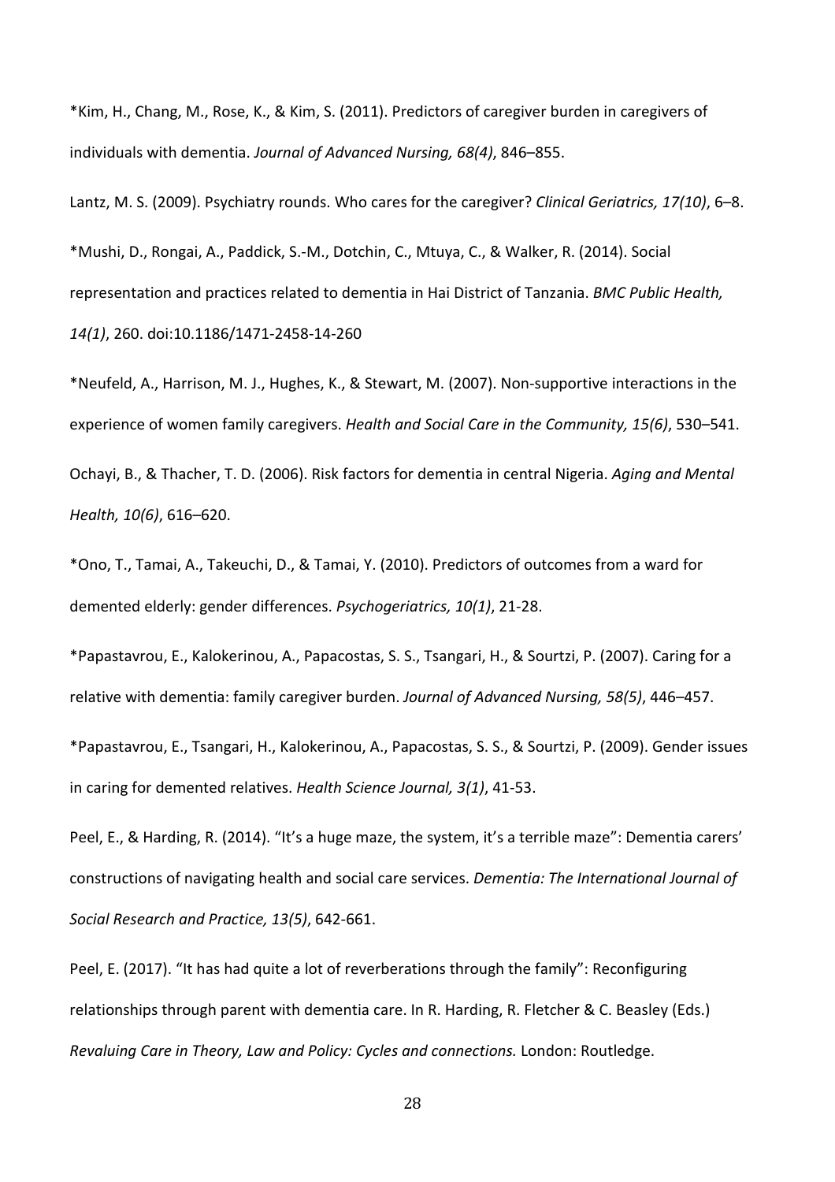*Kim, H., Chang, M., Rose, K., & Kim, S. (2011). Predictors of caregiver burden in caregivers of individuals with dementia. *Journal of Advanced Nursing, 68(4)*, 846–855.

Lantz, M. S. (2009). Psychiatry rounds. Who cares for the caregiver? *Clinical Geriatrics, 17(10)*, 6–8.

*Mushi, D., Rongai, A., Paddick, S.-M., Dotchin, C., Mtuya, C., & Walker, R. (2014). Social representation and practices related to dementia in Hai District of Tanzania. *BMC Public Health, 14(1)*, 260. doi:10.1186/1471-2458-14-260

*Neufeld, A., Harrison, M. J., Hughes, K., & Stewart, M. (2007). Non-supportive interactions in the experience of women family caregivers. *Health and Social Care in the Community, 15(6)*, 530–541.

Ochayi, B., & Thacher, T. D. (2006). Risk factors for dementia in central Nigeria. *Aging and Mental Health, 10(6)*, 616–620.

*Ono, T., Tamai, A., Takeuchi, D., & Tamai, Y. (2010). Predictors of outcomes from a ward for demented elderly: gender differences. *Psychogeriatrics, 10(1)*, 21-28.

*Papastavrou, E., Kalokerinou, A., Papacostas, S. S., Tsangari, H., & Sourtzi, P. (2007). Caring for a relative with dementia: family caregiver burden. *Journal of Advanced Nursing, 58(5)*, 446–457.

*Papastavrou, E., Tsangari, H., Kalokerinou, A., Papacostas, S. S., & Sourtzi, P. (2009). Gender issues in caring for demented relatives. *Health Science Journal, 3(1)*, 41-53.

Peel, E., & Harding, R. (2014). "It's a huge maze, the system, it's a terrible maze": Dementia carers' constructions of navigating health and social care services. *Dementia: The International Journal of Social Research and Practice, 13(5)*, 642-661.

Peel, E. (2017). "It has had quite a lot of reverberations through the family": Reconfiguring relationships through parent with dementia care. In R. Harding, R. Fletcher & C. Beasley (Eds.) *Revaluing Care in Theory, Law and Policy: Cycles and connections.* London: Routledge.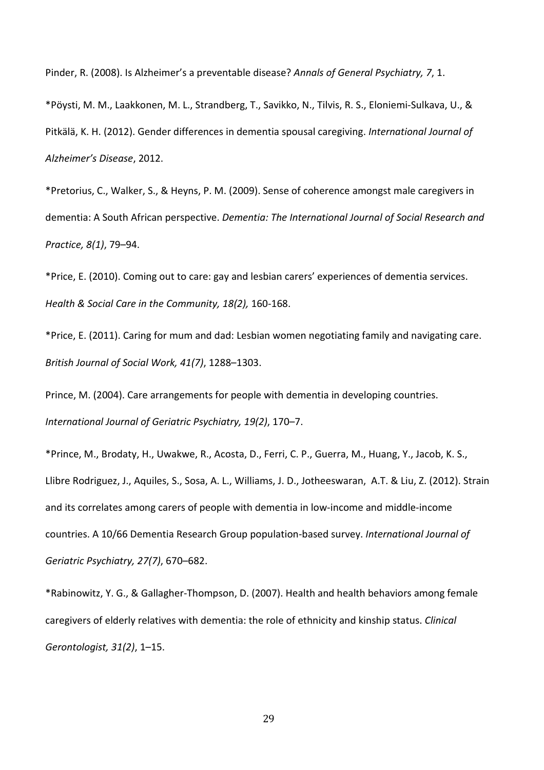Pinder, R. (2008). Is Alzheimer's a preventable disease? *Annals of General Psychiatry, 7*, 1.

*Pöysti, M. M., Laakkonen, M. L., Strandberg, T., Savikko, N., Tilvis, R. S., Eloniemi-Sulkava, U., & Pitkälä, K. H. (2012). Gender differences in dementia spousal caregiving. *International Journal of Alzheimer's Disease*, 2012.

*Pretorius, C., Walker, S., & Heyns, P. M. (2009). Sense of coherence amongst male caregivers in dementia: A South African perspective. *Dementia: The International Journal of Social Research and Practice, 8(1)*, 79–94.

*Price, E. (2010). Coming out to care: gay and lesbian carers' experiences of dementia services. *Health & Social Care in the Community, 18(2),* 160-168.

*Price, E. (2011). Caring for mum and dad: Lesbian women negotiating family and navigating care. *British Journal of Social Work, 41(7)*, 1288–1303.

Prince, M. (2004). Care arrangements for people with dementia in developing countries. *International Journal of Geriatric Psychiatry, 19(2)*, 170–7.

*Prince, M., Brodaty, H., Uwakwe, R., Acosta, D., Ferri, C. P., Guerra, M., Huang, Y., Jacob, K. S., Llibre Rodriguez, J., Aquiles, S., Sosa, A. L., Williams, J. D., Jotheeswaran, A.T. & Liu, Z. (2012). Strain and its correlates among carers of people with dementia in low-income and middle-income countries. A 10/66 Dementia Research Group population-based survey. *International Journal of Geriatric Psychiatry, 27(7)*, 670–682.

*Rabinowitz, Y. G., & Gallagher-Thompson, D. (2007). Health and health behaviors among female caregivers of elderly relatives with dementia: the role of ethnicity and kinship status. *Clinical Gerontologist, 31(2)*, 1–15.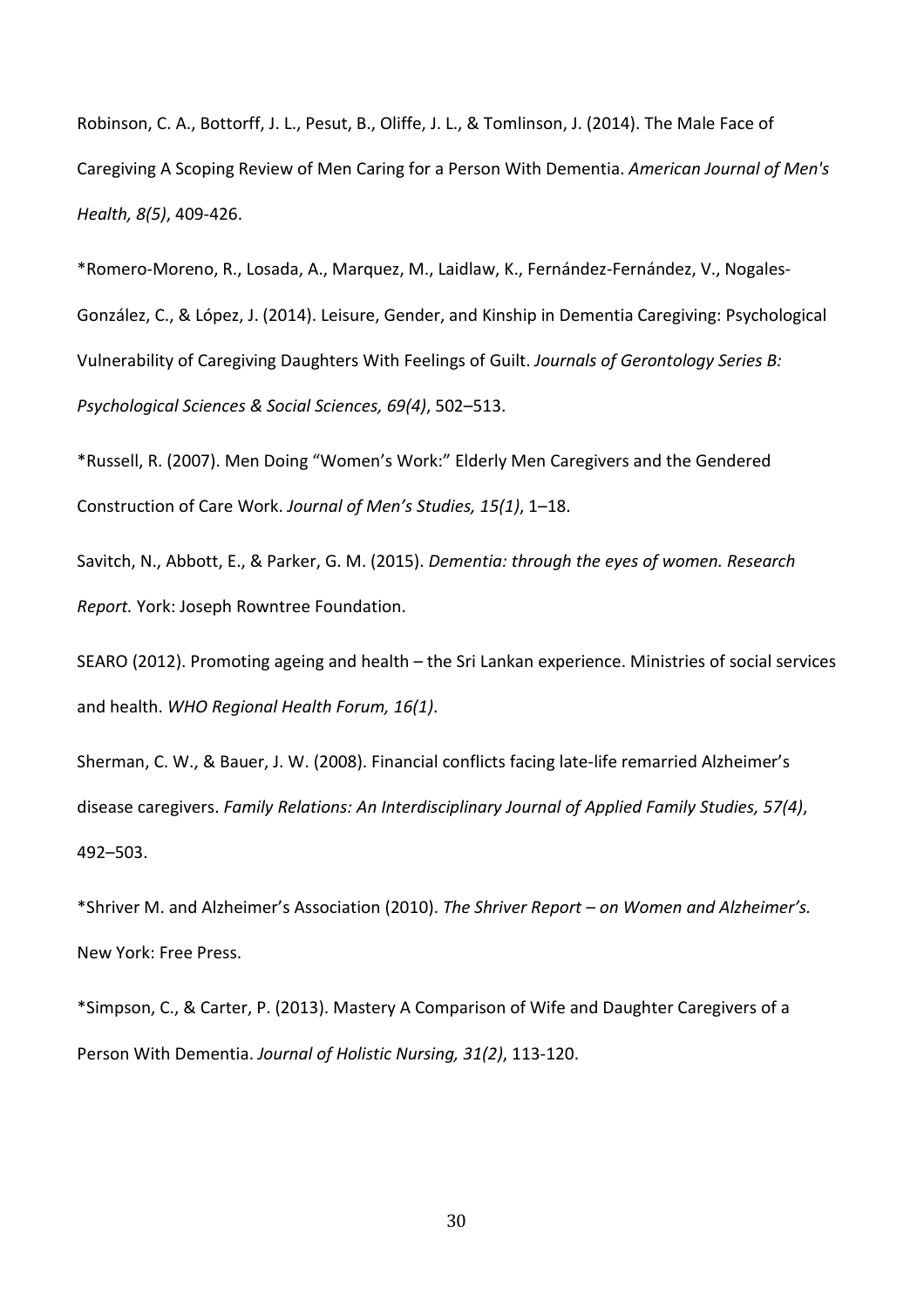Robinson, C. A., Bottorff, J. L., Pesut, B., Oliffe, J. L., & Tomlinson, J. (2014). The Male Face of Caregiving A Scoping Review of Men Caring for a Person With Dementia. *American Journal of Men's Health, 8(5)*, 409-426.

*Romero-Moreno, R., Losada, A., Marquez, M., Laidlaw, K., Fernández-Fernández, V., Nogales-González, C., & López, J. (2014). Leisure, Gender, and Kinship in Dementia Caregiving: Psychological Vulnerability of Caregiving Daughters With Feelings of Guilt. *Journals of Gerontology Series B: Psychological Sciences & Social Sciences, 69(4)*, 502–513.

*Russell, R. (2007). Men Doing "Women's Work:" Elderly Men Caregivers and the Gendered Construction of Care Work. *Journal of Men's Studies, 15(1)*, 1–18.

Savitch, N., Abbott, E., & Parker, G. M. (2015). *Dementia: through the eyes of women. Research Report.* York: Joseph Rowntree Foundation.

SEARO (2012). Promoting ageing and health – the Sri Lankan experience. Ministries of social services and health. *WHO Regional Health Forum, 16(1)*.

Sherman, C. W., & Bauer, J. W. (2008). Financial conflicts facing late-life remarried Alzheimer's disease caregivers. *Family Relations: An Interdisciplinary Journal of Applied Family Studies, 57(4)*, 492–503.

*Shriver M. and Alzheimer's Association (2010). *The Shriver Report – on Women and Alzheimer's.* New York: Free Press.

*Simpson, C., & Carter, P. (2013). Mastery A Comparison of Wife and Daughter Caregivers of a Person With Dementia. *Journal of Holistic Nursing, 31(2)*, 113-120.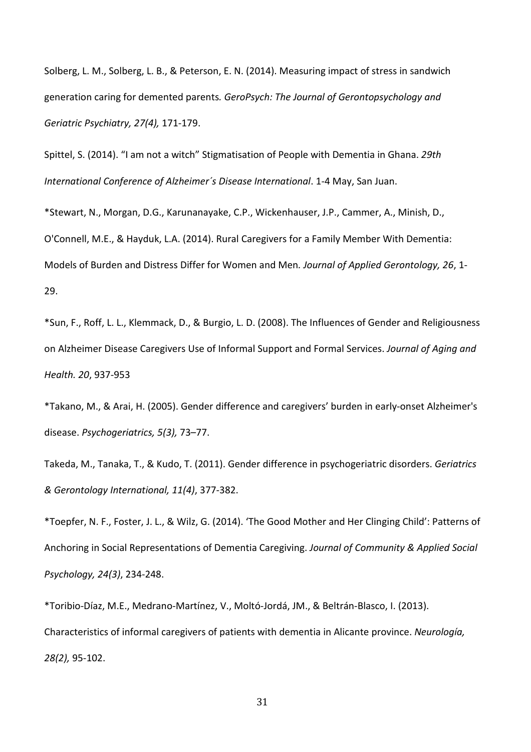Solberg, L. M., Solberg, L. B., & Peterson, E. N. (2014). Measuring impact of stress in sandwich generation caring for demented parents*. GeroPsych: The Journal of Gerontopsychology and Geriatric Psychiatry, 27(4),* 171-179.

Spittel, S. (2014). "I am not a witch" Stigmatisation of People with Dementia in Ghana. *29th International Conference of Alzheimer´s Disease International*. 1-4 May, San Juan.

*Stewart, N., Morgan, D.G., Karunanayake, C.P., Wickenhauser, J.P., Cammer, A., Minish, D., O'Connell, M.E., & Hayduk, L.A. (2014). Rural Caregivers for a Family Member With Dementia: Models of Burden and Distress Differ for Women and Men*. Journal of Applied Gerontology, 26*, 1-29.

*Sun, F., Roff, L. L., Klemmack, D., & Burgio, L. D. (2008). The Influences of Gender and Religiousness on Alzheimer Disease Caregivers Use of Informal Support and Formal Services. *Journal of Aging and Health. 20*, 937-953

*Takano, M., & Arai, H. (2005). Gender difference and caregivers' burden in early-onset Alzheimer's disease. *Psychogeriatrics, 5(3),* 73–77.

Takeda, M., Tanaka, T., & Kudo, T. (2011). Gender difference in psychogeriatric disorders. *Geriatrics & Gerontology International, 11(4)*, 377-382.

*Toepfer, N. F., Foster, J. L., & Wilz, G. (2014). 'The Good Mother and Her Clinging Child': Patterns of Anchoring in Social Representations of Dementia Caregiving. *Journal of Community & Applied Social Psychology, 24(3)*, 234-248.

*Toribio-Díaz, M.E., Medrano-Martínez, V., Moltó-Jordá, JM., & Beltrán-Blasco, I. (2013). Characteristics of informal caregivers of patients with dementia in Alicante province. *Neurología, 28(2),* 95-102.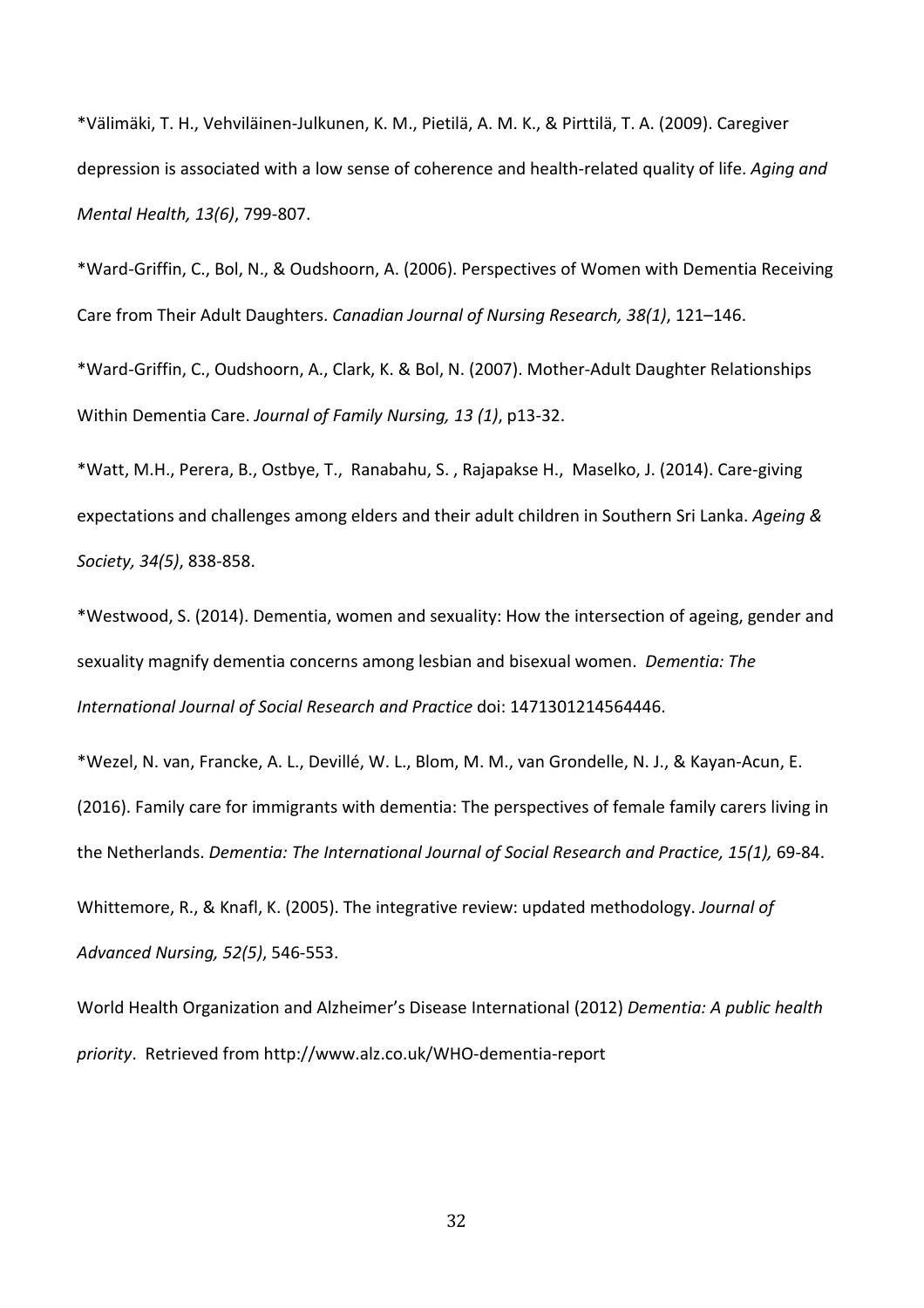*Välimäki, T. H., Vehviläinen-Julkunen, K. M., Pietilä, A. M. K., & Pirttilä, T. A. (2009). Caregiver depression is associated with a low sense of coherence and health-related quality of life. *Aging and Mental Health, 13(6)*, 799-807.

*Ward-Griffin, C., Bol, N., & Oudshoorn, A. (2006). Perspectives of Women with Dementia Receiving Care from Their Adult Daughters. *Canadian Journal of Nursing Research, 38(1)*, 121–146.

*Ward-Griffin, C., Oudshoorn, A., Clark, K. & Bol, N. (2007). Mother-Adult Daughter Relationships Within Dementia Care. *Journal of Family Nursing, 13 (1)*, p13-32.

*Watt, M.H., Perera, B., Ostbye, T., Ranabahu, S. , Rajapakse H., Maselko, J. (2014). Care-giving expectations and challenges among elders and their adult children in Southern Sri Lanka. *Ageing & Society, 34(5)*, 838-858.

*Westwood, S. (2014). Dementia, women and sexuality: How the intersection of ageing, gender and sexuality magnify dementia concerns among lesbian and bisexual women. *Dementia: The International Journal of Social Research and Practice* doi: 1471301214564446.

*Wezel, N. van, Francke, A. L., Devillé, W. L., Blom, M. M., van Grondelle, N. J., & Kayan-Acun, E. (2016). Family care for immigrants with dementia: The perspectives of female family carers living in the Netherlands. *Dementia: The International Journal of Social Research and Practice, 15(1),* 69-84.

Whittemore, R., & Knafl, K. (2005). The integrative review: updated methodology. *Journal of Advanced Nursing, 52(5)*, 546-553.

World Health Organization and Alzheimer's Disease International (2012) *Dementia: A public health priority*. Retrieved from http://www.alz.co.uk/WHO-dementia-report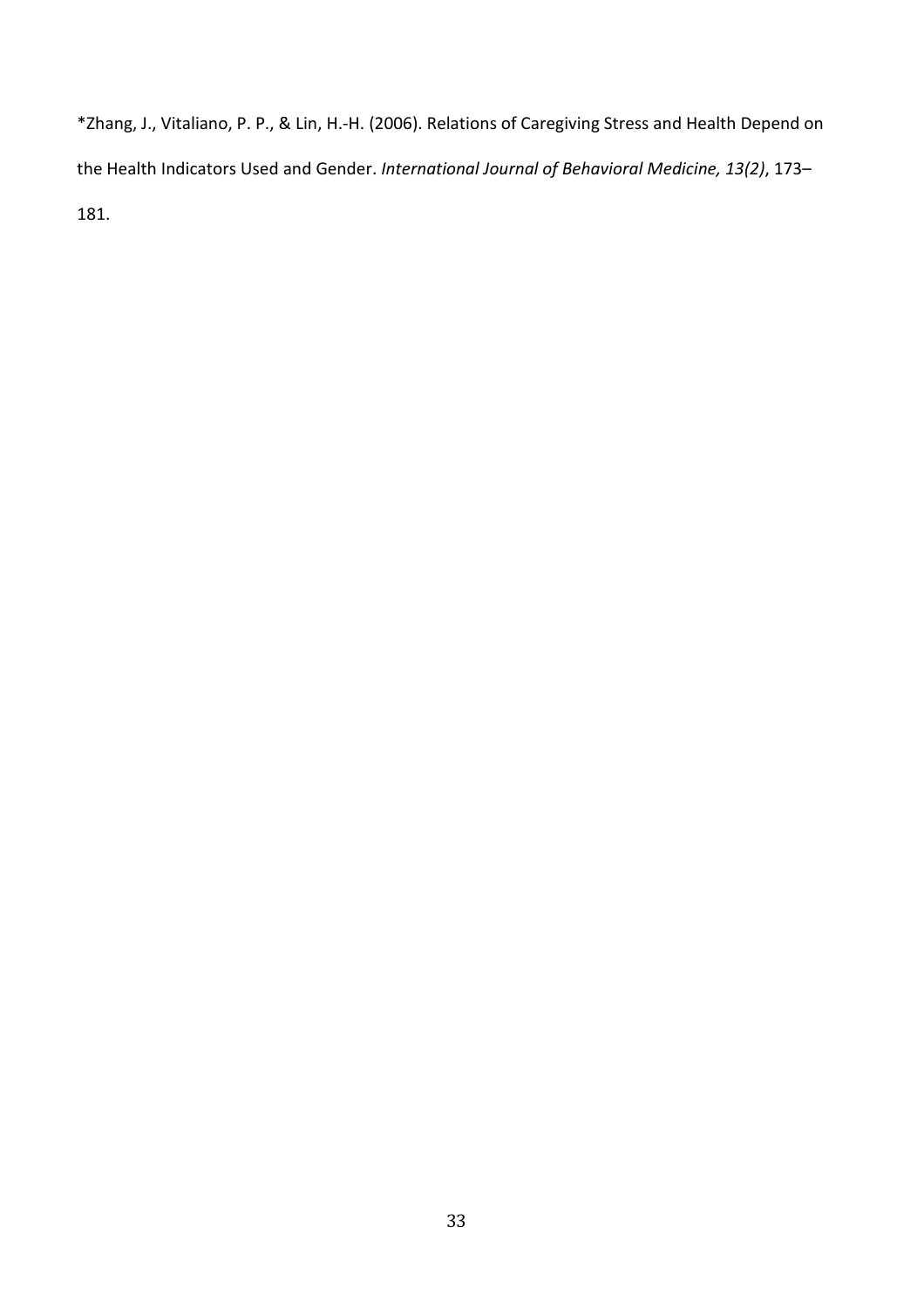*Zhang, J., Vitaliano, P. P., & Lin, H.-H. (2006). Relations of Caregiving Stress and Health Depend on the Health Indicators Used and Gender. *International Journal of Behavioral Medicine, 13(2)*, 173–181.